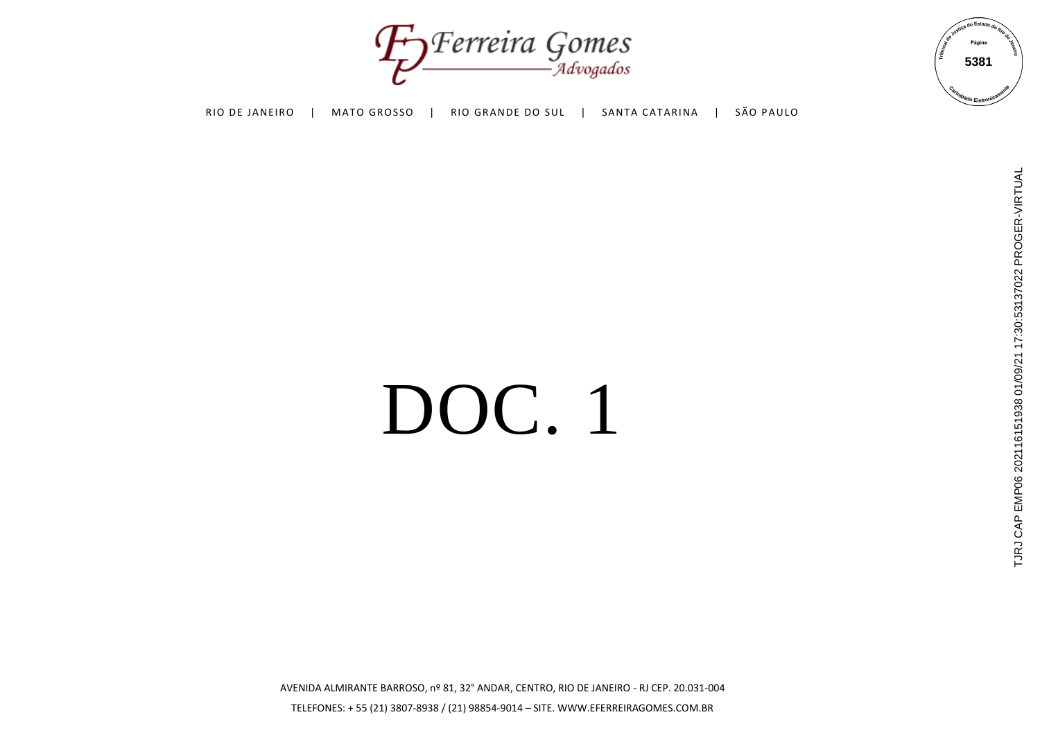Ferreira Gomes Advogados

RIO DE JANEIRO | MATO GROSSO | RIO GRANDE DO SUL | SANTA CATARINA | SÃO PAULO

# DOC. 1

AVENIDA ALMIRANTE BARROSO, nº 81, 32° ANDAR, CENTRO, RIO DE JANEIRO - RJ CEP. 20.031-004

TELEFONES: + 55 (21) 3807-8938 / (21) 98854-9014 – SITE. WWW.EFERREIRAGOMES.COM.BR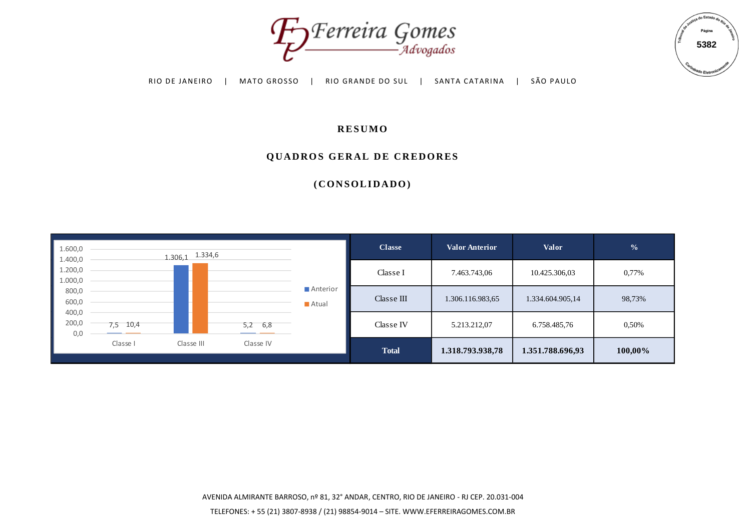# RESUMO

## QUADROS GERAL DE CREDORES

## (CONSOLIDADO)

| Classe | Valor Anterior | Valor | % |
|---|---|---|---|
| Classe I | 7.463.743,06 | 10.425.306,03 | 0,77% |
| Classe III | 1.306.116.983,65 | 1.334.604.905,14 | 98,73% |
| Classe IV | 5.213.212,07 | 6.758.485,76 | 0,50% |
| **Total** | **1.318.793.938,78** | **1.351.788.696,93** | **100,00%** |

| Classe | Anterior | Atual |
|---|---|---|
| Classe I | 7,5 | 10,4 |
| Classe III | 1.306,1 | 1.334,6 |
| Classe IV | 5,2 | 6,8 |

AVENIDA ALMIRANTE BARROSO, nº 81, 32° ANDAR, CENTRO, RIO DE JANEIRO - RJ CEP. 20.031-004

TELEFONES: + 55 (21) 3807-8938 / (21) 98854-9014 – SITE. WWW.EFERREIRAGOMES.COM.BR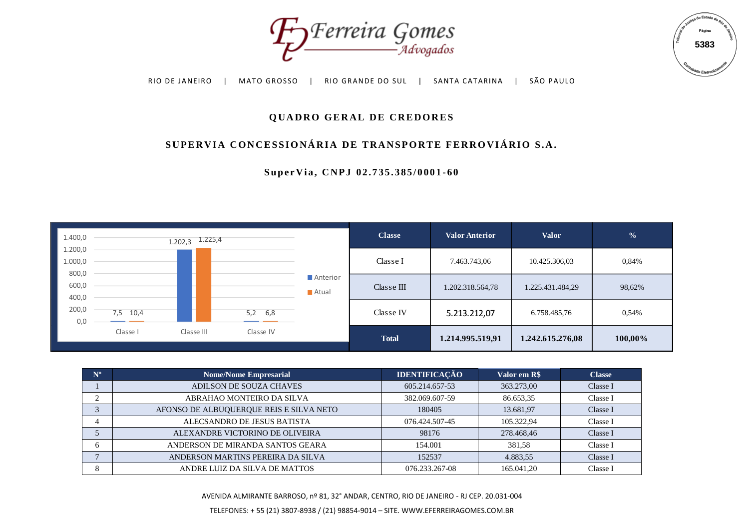# QUADRO GERAL DE CREDORES

## SUPERVIA CONCESSIONÁRIA DE TRANSPORTE FERROVIÁRIO S.A.

### SuperVia, CNPJ 02.735.385/0001-60

| Classe | Valor Anterior | Valor | % |
|---|---|---|---|
| Classe I | 7.463.743,06 | 10.425.306,03 | 0,84% |
| Classe III | 1.202.318.564,78 | 1.225.431.484,29 | 98,62% |
| Classe IV | 5.213.212,07 | 6.758.485,76 | 0,54% |
| **Total** | **1.214.995.519,91** | **1.242.615.276,08** | **100,00%** |

| Nº | Nome/Nome Empresarial | IDENTIFICAÇÃO | Valor em R$ | Classe |
|---|---|---|---|---|
| 1 | ADILSON DE SOUZA CHAVES | 605.214.657-53 | 363.273,00 | Classe I |
| 2 | ABRAHAO MONTEIRO DA SILVA | 382.069.607-59 | 86.653,35 | Classe I |
| 3 | AFONSO DE ALBUQUERQUE REIS E SILVA NETO | 180405 | 13.681,97 | Classe I |
| 4 | ALECSANDRO DE JESUS BATISTA | 076.424.507-45 | 105.322,94 | Classe I |
| 5 | ALEXANDRE VICTORINO DE OLIVEIRA | 98176 | 278.468,46 | Classe I |
| 6 | ANDERSON DE MIRANDA SANTOS GEARA | 154.001 | 381,58 | Classe I |
| 7 | ANDERSON MARTINS PEREIRA DA SILVA | 152537 | 4.883,55 | Classe I |
| 8 | ANDRE LUIZ DA SILVA DE MATTOS | 076.233.267-08 | 165.041,20 | Classe I |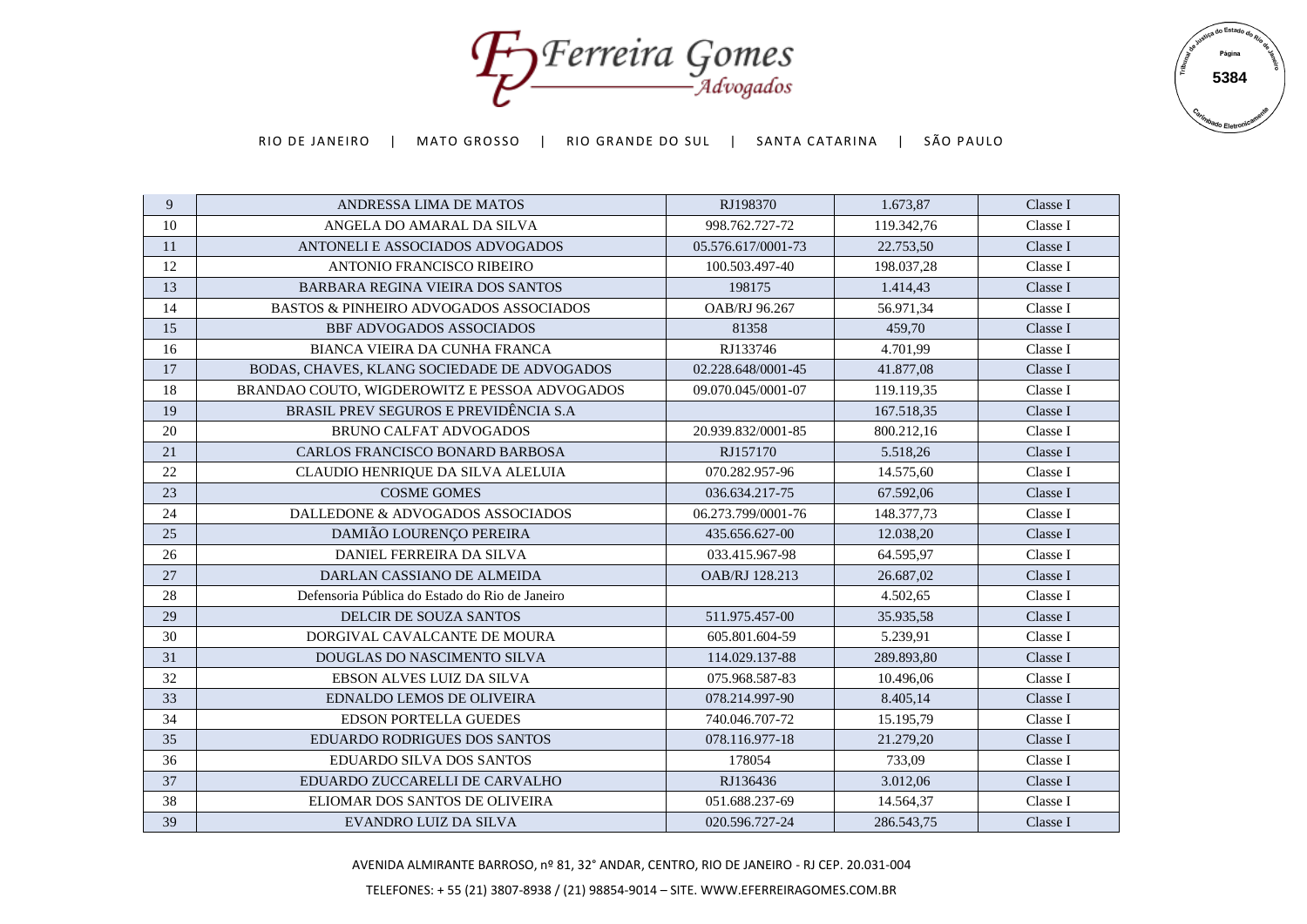| 9 | ANDRESSA LIMA DE MATOS | RJ198370 | 1.673,87 | Classe I |
|---|---|---|---|---|
| 10 | ANGELA DO AMARAL DA SILVA | 998.762.727-72 | 119.342,76 | Classe I |
| 11 | ANTONELI E ASSOCIADOS ADVOGADOS | 05.576.617/0001-73 | 22.753,50 | Classe I |
| 12 | ANTONIO FRANCISCO RIBEIRO | 100.503.497-40 | 198.037,28 | Classe I |
| 13 | BARBARA REGINA VIEIRA DOS SANTOS | 198175 | 1.414,43 | Classe I |
| 14 | BASTOS & PINHEIRO ADVOGADOS ASSOCIADOS | OAB/RJ 96.267 | 56.971,34 | Classe I |
| 15 | BBF ADVOGADOS ASSOCIADOS | 81358 | 459,70 | Classe I |
| 16 | BIANCA VIEIRA DA CUNHA FRANCA | RJ133746 | 4.701,99 | Classe I |
| 17 | BODAS, CHAVES, KLANG SOCIEDADE DE ADVOGADOS | 02.228.648/0001-45 | 41.877,08 | Classe I |
| 18 | BRANDAO COUTO, WIGDEROWITZ E PESSOA ADVOGADOS | 09.070.045/0001-07 | 119.119,35 | Classe I |
| 19 | BRASIL PREV SEGUROS E PREVIDÊNCIA S.A | | 167.518,35 | Classe I |
| 20 | BRUNO CALFAT ADVOGADOS | 20.939.832/0001-85 | 800.212,16 | Classe I |
| 21 | CARLOS FRANCISCO BONARD BARBOSA | RJ157170 | 5.518,26 | Classe I |
| 22 | CLAUDIO HENRIQUE DA SILVA ALELUIA | 070.282.957-96 | 14.575,60 | Classe I |
| 23 | COSME GOMES | 036.634.217-75 | 67.592,06 | Classe I |
| 24 | DALLEDONE & ADVOGADOS ASSOCIADOS | 06.273.799/0001-76 | 148.377,73 | Classe I |
| 25 | DAMIÃO LOURENÇO PEREIRA | 435.656.627-00 | 12.038,20 | Classe I |
| 26 | DANIEL FERREIRA DA SILVA | 033.415.967-98 | 64.595,97 | Classe I |
| 27 | DARLAN CASSIANO DE ALMEIDA | OAB/RJ 128.213 | 26.687,02 | Classe I |
| 28 | Defensoria Pública do Estado do Rio de Janeiro | | 4.502,65 | Classe I |
| 29 | DELCIR DE SOUZA SANTOS | 511.975.457-00 | 35.935,58 | Classe I |
| 30 | DORGIVAL CAVALCANTE DE MOURA | 605.801.604-59 | 5.239,91 | Classe I |
| 31 | DOUGLAS DO NASCIMENTO SILVA | 114.029.137-88 | 289.893,80 | Classe I |
| 32 | EBSON ALVES LUIZ DA SILVA | 075.968.587-83 | 10.496,06 | Classe I |
| 33 | EDNALDO LEMOS DE OLIVEIRA | 078.214.997-90 | 8.405,14 | Classe I |
| 34 | EDSON PORTELLA GUEDES | 740.046.707-72 | 15.195,79 | Classe I |
| 35 | EDUARDO RODRIGUES DOS SANTOS | 078.116.977-18 | 21.279,20 | Classe I |
| 36 | EDUARDO SILVA DOS SANTOS | 178054 | 733,09 | Classe I |
| 37 | EDUARDO ZUCCARELLI DE CARVALHO | RJ136436 | 3.012,06 | Classe I |
| 38 | ELIOMAR DOS SANTOS DE OLIVEIRA | 051.688.237-69 | 14.564,37 | Classe I |
| 39 | EVANDRO LUIZ DA SILVA | 020.596.727-24 | 286.543,75 | Classe I |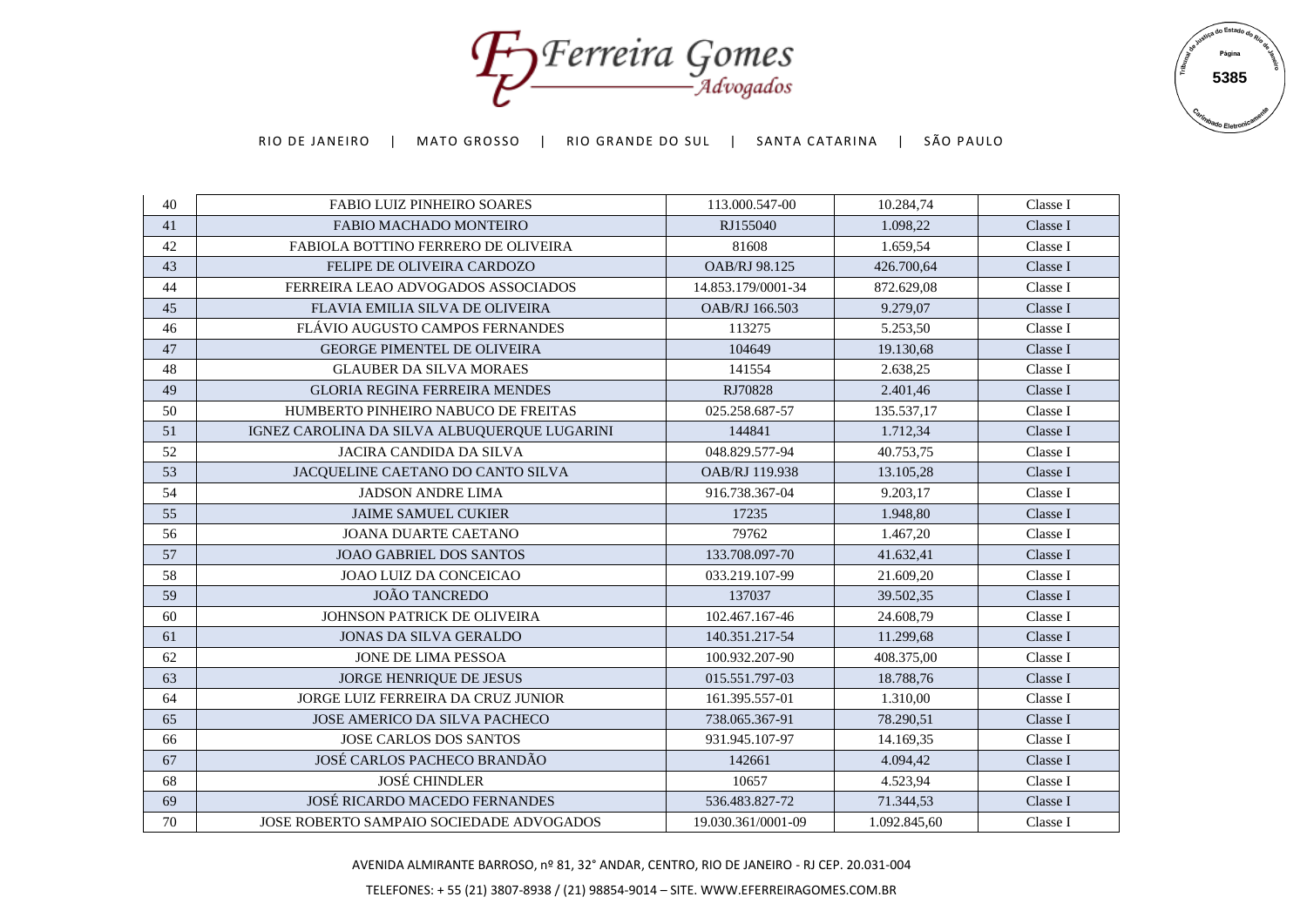| 40 | FABIO LUIZ PINHEIRO SOARES | 113.000.547-00 | 10.284,74 | Classe I |
|---|---|---|---|---|
| 41 | FABIO MACHADO MONTEIRO | RJ155040 | 1.098,22 | Classe I |
| 42 | FABIOLA BOTTINO FERRERO DE OLIVEIRA | 81608 | 1.659,54 | Classe I |
| 43 | FELIPE DE OLIVEIRA CARDOZO | OAB/RJ 98.125 | 426.700,64 | Classe I |
| 44 | FERREIRA LEAO ADVOGADOS ASSOCIADOS | 14.853.179/0001-34 | 872.629,08 | Classe I |
| 45 | FLAVIA EMILIA SILVA DE OLIVEIRA | OAB/RJ 166.503 | 9.279,07 | Classe I |
| 46 | FLÁVIO AUGUSTO CAMPOS FERNANDES | 113275 | 5.253,50 | Classe I |
| 47 | GEORGE PIMENTEL DE OLIVEIRA | 104649 | 19.130,68 | Classe I |
| 48 | GLAUBER DA SILVA MORAES | 141554 | 2.638,25 | Classe I |
| 49 | GLORIA REGINA FERREIRA MENDES | RJ70828 | 2.401,46 | Classe I |
| 50 | HUMBERTO PINHEIRO NABUCO DE FREITAS | 025.258.687-57 | 135.537,17 | Classe I |
| 51 | IGNEZ CAROLINA DA SILVA ALBUQUERQUE LUGARINI | 144841 | 1.712,34 | Classe I |
| 52 | JACIRA CANDIDA DA SILVA | 048.829.577-94 | 40.753,75 | Classe I |
| 53 | JACQUELINE CAETANO DO CANTO SILVA | OAB/RJ 119.938 | 13.105,28 | Classe I |
| 54 | JADSON ANDRE LIMA | 916.738.367-04 | 9.203,17 | Classe I |
| 55 | JAIME SAMUEL CUKIER | 17235 | 1.948,80 | Classe I |
| 56 | JOANA DUARTE CAETANO | 79762 | 1.467,20 | Classe I |
| 57 | JOAO GABRIEL DOS SANTOS | 133.708.097-70 | 41.632,41 | Classe I |
| 58 | JOAO LUIZ DA CONCEICAO | 033.219.107-99 | 21.609,20 | Classe I |
| 59 | JOÃO TANCREDO | 137037 | 39.502,35 | Classe I |
| 60 | JOHNSON PATRICK DE OLIVEIRA | 102.467.167-46 | 24.608,79 | Classe I |
| 61 | JONAS DA SILVA GERALDO | 140.351.217-54 | 11.299,68 | Classe I |
| 62 | JONE DE LIMA PESSOA | 100.932.207-90 | 408.375,00 | Classe I |
| 63 | JORGE HENRIQUE DE JESUS | 015.551.797-03 | 18.788,76 | Classe I |
| 64 | JORGE LUIZ FERREIRA DA CRUZ JUNIOR | 161.395.557-01 | 1.310,00 | Classe I |
| 65 | JOSE AMERICO DA SILVA PACHECO | 738.065.367-91 | 78.290,51 | Classe I |
| 66 | JOSE CARLOS DOS SANTOS | 931.945.107-97 | 14.169,35 | Classe I |
| 67 | JOSÉ CARLOS PACHECO BRANDÃO | 142661 | 4.094,42 | Classe I |
| 68 | JOSÉ CHINDLER | 10657 | 4.523,94 | Classe I |
| 69 | JOSÉ RICARDO MACEDO FERNANDES | 536.483.827-72 | 71.344,53 | Classe I |
| 70 | JOSE ROBERTO SAMPAIO SOCIEDADE ADVOGADOS | 19.030.361/0001-09 | 1.092.845,60 | Classe I |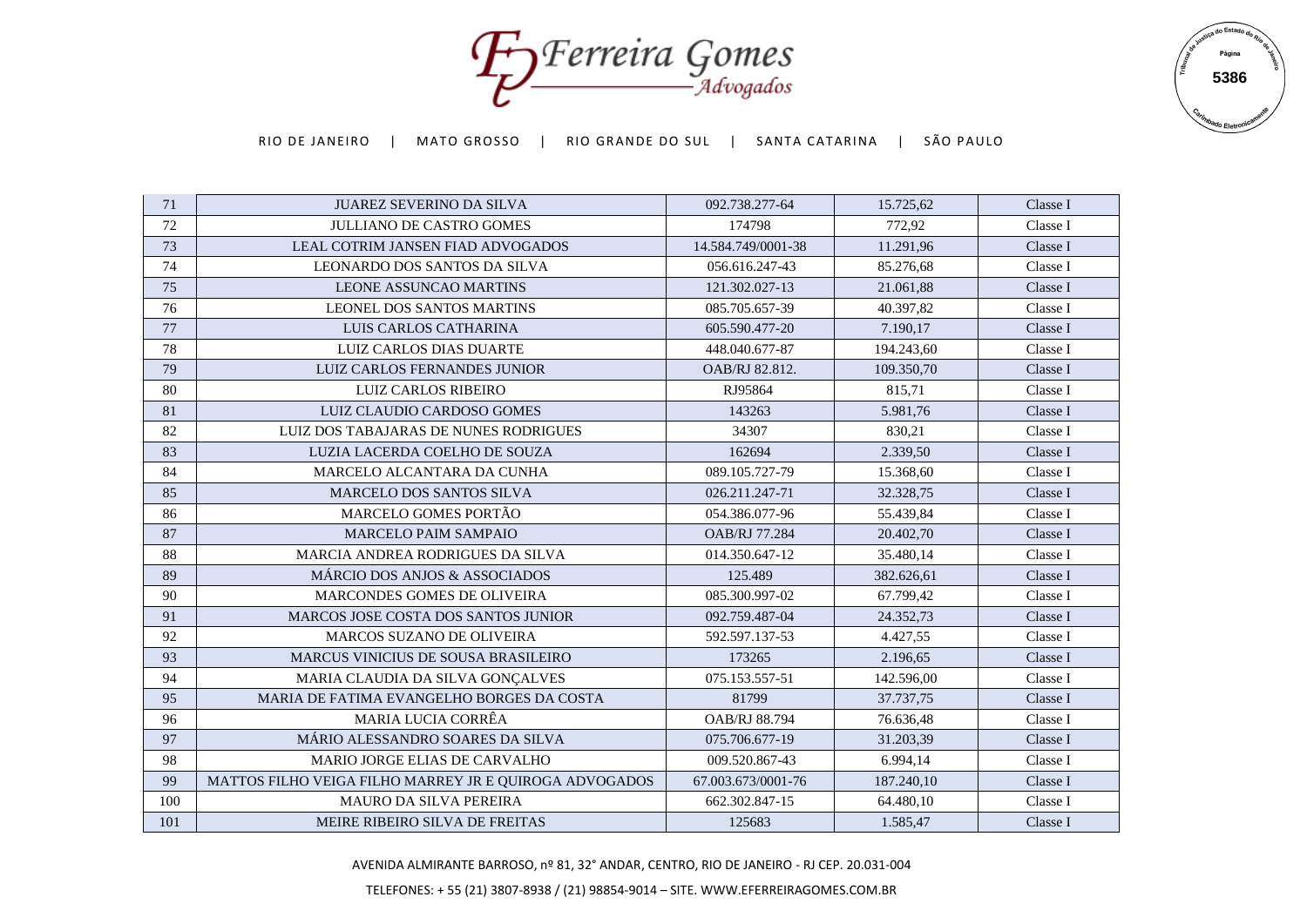| 71 | JUAREZ SEVERINO DA SILVA | 092.738.277-64 | 15.725,62 | Classe I |
|---|---|---|---|---|
| 72 | JULLIANO DE CASTRO GOMES | 174798 | 772,92 | Classe I |
| 73 | LEAL COTRIM JANSEN FIAD ADVOGADOS | 14.584.749/0001-38 | 11.291,96 | Classe I |
| 74 | LEONARDO DOS SANTOS DA SILVA | 056.616.247-43 | 85.276,68 | Classe I |
| 75 | LEONE ASSUNCAO MARTINS | 121.302.027-13 | 21.061,88 | Classe I |
| 76 | LEONEL DOS SANTOS MARTINS | 085.705.657-39 | 40.397,82 | Classe I |
| 77 | LUIS CARLOS CATHARINA | 605.590.477-20 | 7.190,17 | Classe I |
| 78 | LUIZ CARLOS DIAS DUARTE | 448.040.677-87 | 194.243,60 | Classe I |
| 79 | LUIZ CARLOS FERNANDES JUNIOR | OAB/RJ 82.812. | 109.350,70 | Classe I |
| 80 | LUIZ CARLOS RIBEIRO | RJ95864 | 815,71 | Classe I |
| 81 | LUIZ CLAUDIO CARDOSO GOMES | 143263 | 5.981,76 | Classe I |
| 82 | LUIZ DOS TABAJARAS DE NUNES RODRIGUES | 34307 | 830,21 | Classe I |
| 83 | LUZIA LACERDA COELHO DE SOUZA | 162694 | 2.339,50 | Classe I |
| 84 | MARCELO ALCANTARA DA CUNHA | 089.105.727-79 | 15.368,60 | Classe I |
| 85 | MARCELO DOS SANTOS SILVA | 026.211.247-71 | 32.328,75 | Classe I |
| 86 | MARCELO GOMES PORTÃO | 054.386.077-96 | 55.439,84 | Classe I |
| 87 | MARCELO PAIM SAMPAIO | OAB/RJ 77.284 | 20.402,70 | Classe I |
| 88 | MARCIA ANDREA RODRIGUES DA SILVA | 014.350.647-12 | 35.480,14 | Classe I |
| 89 | MÁRCIO DOS ANJOS & ASSOCIADOS | 125.489 | 382.626,61 | Classe I |
| 90 | MARCONDES GOMES DE OLIVEIRA | 085.300.997-02 | 67.799,42 | Classe I |
| 91 | MARCOS JOSE COSTA DOS SANTOS JUNIOR | 092.759.487-04 | 24.352,73 | Classe I |
| 92 | MARCOS SUZANO DE OLIVEIRA | 592.597.137-53 | 4.427,55 | Classe I |
| 93 | MARCUS VINICIUS DE SOUSA BRASILEIRO | 173265 | 2.196,65 | Classe I |
| 94 | MARIA CLAUDIA DA SILVA GONÇALVES | 075.153.557-51 | 142.596,00 | Classe I |
| 95 | MARIA DE FATIMA EVANGELHO BORGES DA COSTA | 81799 | 37.737,75 | Classe I |
| 96 | MARIA LUCIA CORRÊA | OAB/RJ 88.794 | 76.636,48 | Classe I |
| 97 | MÁRIO ALESSANDRO SOARES DA SILVA | 075.706.677-19 | 31.203,39 | Classe I |
| 98 | MARIO JORGE ELIAS DE CARVALHO | 009.520.867-43 | 6.994,14 | Classe I |
| 99 | MATTOS FILHO VEIGA FILHO MARREY JR E QUIROGA ADVOGADOS | 67.003.673/0001-76 | 187.240,10 | Classe I |
| 100 | MAURO DA SILVA PEREIRA | 662.302.847-15 | 64.480,10 | Classe I |
| 101 | MEIRE RIBEIRO SILVA DE FREITAS | 125683 | 1.585,47 | Classe I |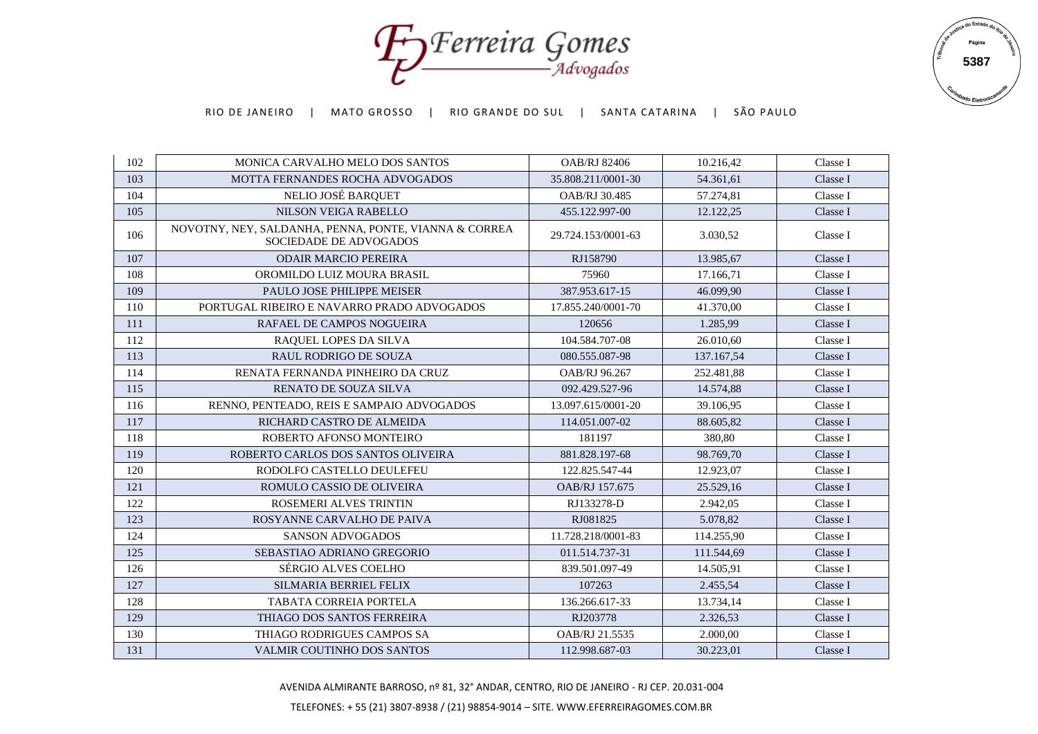| 102 | MONICA CARVALHO MELO DOS SANTOS | OAB/RJ 82406 | 10.216,42 | Classe I |
|---|---|---|---|---|
| 103 | MOTTA FERNANDES ROCHA ADVOGADOS | 35.808.211/0001-30 | 54.361,61 | Classe I |
| 104 | NELIO JOSÉ BARQUET | OAB/RJ 30.485 | 57.274,81 | Classe I |
| 105 | NILSON VEIGA RABELLO | 455.122.997-00 | 12.122,25 | Classe I |
| 106 | NOVOTNY, NEY, SALDANHA, PENNA, PONTE, VIANNA & CORREA SOCIEDADE DE ADVOGADOS | 29.724.153/0001-63 | 3.030,52 | Classe I |
| 107 | ODAIR MARCIO PEREIRA | RJ158790 | 13.985,67 | Classe I |
| 108 | OROMILDO LUIZ MOURA BRASIL | 75960 | 17.166,71 | Classe I |
| 109 | PAULO JOSE PHILIPPE MEISER | 387.953.617-15 | 46.099,90 | Classe I |
| 110 | PORTUGAL RIBEIRO E NAVARRO PRADO ADVOGADOS | 17.855.240/0001-70 | 41.370,00 | Classe I |
| 111 | RAFAEL DE CAMPOS NOGUEIRA | 120656 | 1.285,99 | Classe I |
| 112 | RAQUEL LOPES DA SILVA | 104.584.707-08 | 26.010,60 | Classe I |
| 113 | RAUL RODRIGO DE SOUZA | 080.555.087-98 | 137.167,54 | Classe I |
| 114 | RENATA FERNANDA PINHEIRO DA CRUZ | OAB/RJ 96.267 | 252.481,88 | Classe I |
| 115 | RENATO DE SOUZA SILVA | 092.429.527-96 | 14.574,88 | Classe I |
| 116 | RENNO, PENTEADO, REIS E SAMPAIO ADVOGADOS | 13.097.615/0001-20 | 39.106,95 | Classe I |
| 117 | RICHARD CASTRO DE ALMEIDA | 114.051.007-02 | 88.605,82 | Classe I |
| 118 | ROBERTO AFONSO MONTEIRO | 181197 | 380,80 | Classe I |
| 119 | ROBERTO CARLOS DOS SANTOS OLIVEIRA | 881.828.197-68 | 98.769,70 | Classe I |
| 120 | RODOLFO CASTELLO DEULEFEU | 122.825.547-44 | 12.923,07 | Classe I |
| 121 | ROMULO CASSIO DE OLIVEIRA | OAB/RJ 157.675 | 25.529,16 | Classe I |
| 122 | ROSEMERI ALVES TRINTIN | RJ133278-D | 2.942,05 | Classe I |
| 123 | ROSYANNE CARVALHO DE PAIVA | RJ081825 | 5.078,82 | Classe I |
| 124 | SANSON ADVOGADOS | 11.728.218/0001-83 | 114.255,90 | Classe I |
| 125 | SEBASTIAO ADRIANO GREGORIO | 011.514.737-31 | 111.544,69 | Classe I |
| 126 | SÉRGIO ALVES COELHO | 839.501.097-49 | 14.505,91 | Classe I |
| 127 | SILMARIA BERRIEL FELIX | 107263 | 2.455,54 | Classe I |
| 128 | TABATA CORREIA PORTELA | 136.266.617-33 | 13.734,14 | Classe I |
| 129 | THIAGO DOS SANTOS FERREIRA | RJ203778 | 2.326,53 | Classe I |
| 130 | THIAGO RODRIGUES CAMPOS SA | OAB/RJ 21.5535 | 2.000,00 | Classe I |
| 131 | VALMIR COUTINHO DOS SANTOS | 112.998.687-03 | 30.223,01 | Classe I |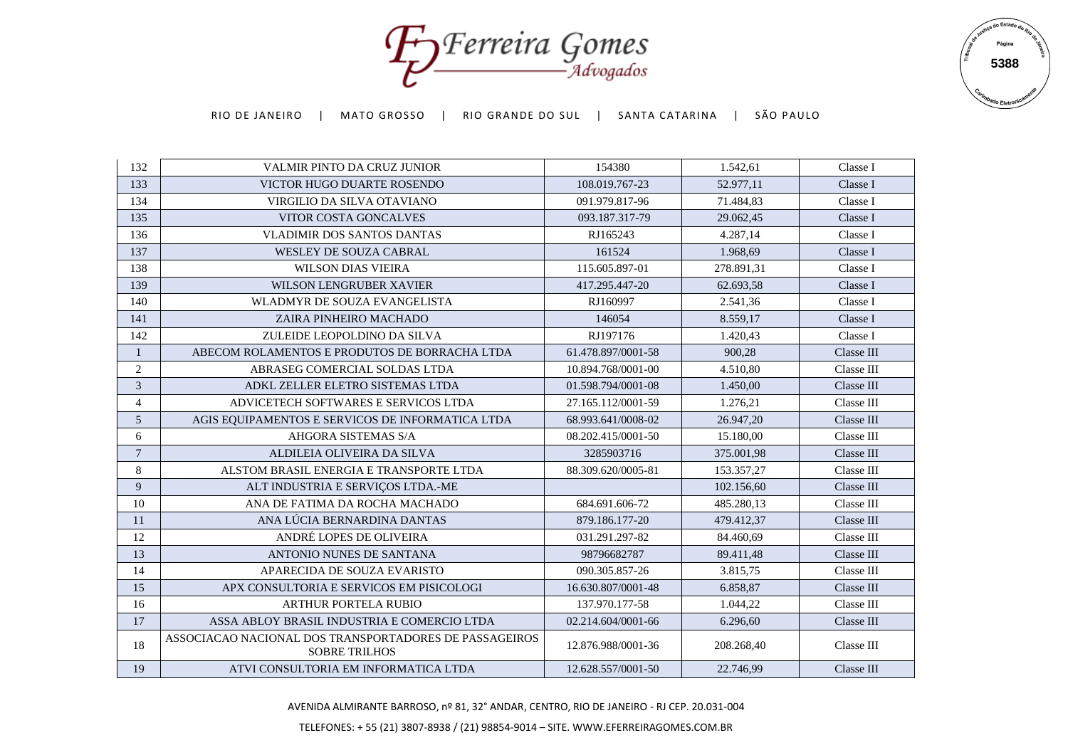| 132 | VALMIR PINTO DA CRUZ JUNIOR | 154380 | 1.542,61 | Classe I |
|---|---|---|---|---|
| 133 | VICTOR HUGO DUARTE ROSENDO | 108.019.767-23 | 52.977,11 | Classe I |
| 134 | VIRGILIO DA SILVA OTAVIANO | 091.979.817-96 | 71.484,83 | Classe I |
| 135 | VITOR COSTA GONCALVES | 093.187.317-79 | 29.062,45 | Classe I |
| 136 | VLADIMIR DOS SANTOS DANTAS | RJ165243 | 4.287,14 | Classe I |
| 137 | WESLEY DE SOUZA CABRAL | 161524 | 1.968,69 | Classe I |
| 138 | WILSON DIAS VIEIRA | 115.605.897-01 | 278.891,31 | Classe I |
| 139 | WILSON LENGRUBER XAVIER | 417.295.447-20 | 62.693,58 | Classe I |
| 140 | WLADMYR DE SOUZA EVANGELISTA | RJ160997 | 2.541,36 | Classe I |
| 141 | ZAIRA PINHEIRO MACHADO | 146054 | 8.559,17 | Classe I |
| 142 | ZULEIDE LEOPOLDINO DA SILVA | RJ197176 | 1.420,43 | Classe I |
| 1 | ABECOM ROLAMENTOS E PRODUTOS DE BORRACHA LTDA | 61.478.897/0001-58 | 900,28 | Classe III |
| 2 | ABRASEG COMERCIAL SOLDAS LTDA | 10.894.768/0001-00 | 4.510,80 | Classe III |
| 3 | ADKL ZELLER ELETRO SISTEMAS LTDA | 01.598.794/0001-08 | 1.450,00 | Classe III |
| 4 | ADVICETECH SOFTWARES E SERVICOS LTDA | 27.165.112/0001-59 | 1.276,21 | Classe III |
| 5 | AGIS EQUIPAMENTOS E SERVICOS DE INFORMATICA LTDA | 68.993.641/0008-02 | 26.947,20 | Classe III |
| 6 | AHGORA SISTEMAS S/A | 08.202.415/0001-50 | 15.180,00 | Classe III |
| 7 | ALDILEIA OLIVEIRA DA SILVA | 3285903716 | 375.001,98 | Classe III |
| 8 | ALSTOM BRASIL ENERGIA E TRANSPORTE LTDA | 88.309.620/0005-81 | 153.357,27 | Classe III |
| 9 | ALT INDUSTRIA E SERVIÇOS LTDA.-ME | | 102.156,60 | Classe III |
| 10 | ANA DE FATIMA DA ROCHA MACHADO | 684.691.606-72 | 485.280,13 | Classe III |
| 11 | ANA LÚCIA BERNARDINA DANTAS | 879.186.177-20 | 479.412,37 | Classe III |
| 12 | ANDRÉ LOPES DE OLIVEIRA | 031.291.297-82 | 84.460,69 | Classe III |
| 13 | ANTONIO NUNES DE SANTANA | 98796682787 | 89.411,48 | Classe III |
| 14 | APARECIDA DE SOUZA EVARISTO | 090.305.857-26 | 3.815,75 | Classe III |
| 15 | APX CONSULTORIA E SERVICOS EM PISICOLOGI | 16.630.807/0001-48 | 6.858,87 | Classe III |
| 16 | ARTHUR PORTELA RUBIO | 137.970.177-58 | 1.044,22 | Classe III |
| 17 | ASSA ABLOY BRASIL INDUSTRIA E COMERCIO LTDA | 02.214.604/0001-66 | 6.296,60 | Classe III |
| 18 | ASSOCIACAO NACIONAL DOS TRANSPORTADORES DE PASSAGEIROS SOBRE TRILHOS | 12.876.988/0001-36 | 208.268,40 | Classe III |
| 19 | ATVI CONSULTORIA EM INFORMATICA LTDA | 12.628.557/0001-50 | 22.746,99 | Classe III |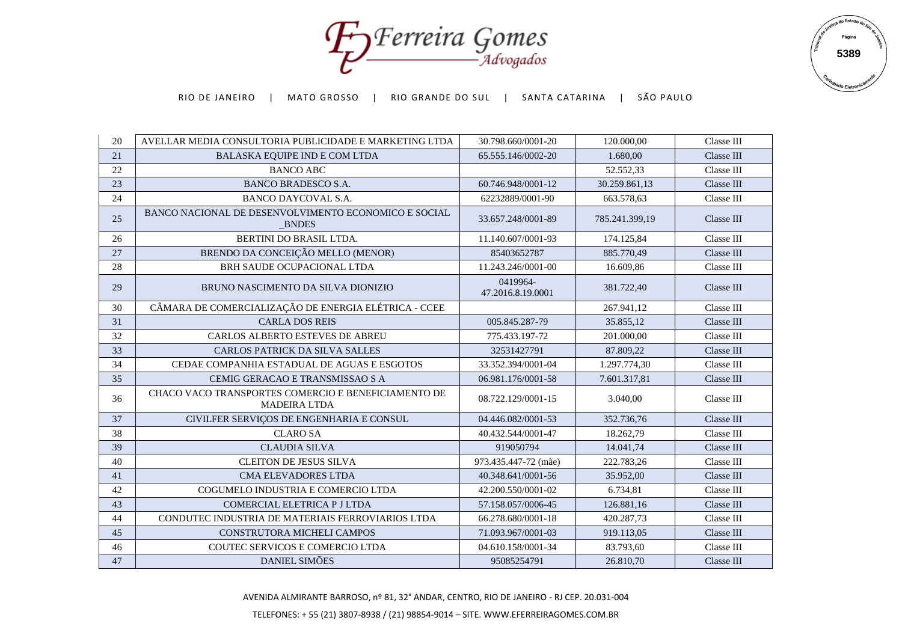| 20 | AVELLAR MEDIA CONSULTORIA PUBLICIDADE E MARKETING LTDA | 30.798.660/0001-20 | 120.000,00 | Classe III |
|---|---|---|---|---|
| 21 | BALASKA EQUIPE IND E COM LTDA | 65.555.146/0002-20 | 1.680,00 | Classe III |
| 22 | BANCO ABC | | 52.552,33 | Classe III |
| 23 | BANCO BRADESCO S.A. | 60.746.948/0001-12 | 30.259.861,13 | Classe III |
| 24 | BANCO DAYCOVAL S.A. | 62232889/0001-90 | 663.578,63 | Classe III |
| 25 | BANCO NACIONAL DE DESENVOLVIMENTO ECONOMICO E SOCIAL _BNDES | 33.657.248/0001-89 | 785.241.399,19 | Classe III |
| 26 | BERTINI DO BRASIL LTDA. | 11.140.607/0001-93 | 174.125,84 | Classe III |
| 27 | BRENDO DA CONCEIÇÃO MELLO (MENOR) | 85403652787 | 885.770,49 | Classe III |
| 28 | BRH SAUDE OCUPACIONAL LTDA | 11.243.246/0001-00 | 16.609,86 | Classe III |
| 29 | BRUNO NASCIMENTO DA SILVA DIONIZIO | 0419964-47.2016.8.19.0001 | 381.722,40 | Classe III |
| 30 | CÂMARA DE COMERCIALIZAÇÃO DE ENERGIA ELÉTRICA - CCEE | | 267.941,12 | Classe III |
| 31 | CARLA DOS REIS | 005.845.287-79 | 35.855,12 | Classe III |
| 32 | CARLOS ALBERTO ESTEVES DE ABREU | 775.433.197-72 | 201.000,00 | Classe III |
| 33 | CARLOS PATRICK DA SILVA SALLES | 32531427791 | 87.809,22 | Classe III |
| 34 | CEDAE COMPANHIA ESTADUAL DE AGUAS E ESGOTOS | 33.352.394/0001-04 | 1.297.774,30 | Classe III |
| 35 | CEMIG GERACAO E TRANSMISSAO S A | 06.981.176/0001-58 | 7.601.317,81 | Classe III |
| 36 | CHACO VACO TRANSPORTES COMERCIO E BENEFICIAMENTO DE MADEIRA LTDA | 08.722.129/0001-15 | 3.040,00 | Classe III |
| 37 | CIVILFER SERVIÇOS DE ENGENHARIA E CONSUL | 04.446.082/0001-53 | 352.736,76 | Classe III |
| 38 | CLARO SA | 40.432.544/0001-47 | 18.262,79 | Classe III |
| 39 | CLAUDIA SILVA | 919050794 | 14.041,74 | Classe III |
| 40 | CLEITON DE JESUS SILVA | 973.435.447-72 (mãe) | 222.783,26 | Classe III |
| 41 | CMA ELEVADORES LTDA | 40.348.641/0001-56 | 35.952,00 | Classe III |
| 42 | COGUMELO INDUSTRIA E COMERCIO LTDA | 42.200.550/0001-02 | 6.734,81 | Classe III |
| 43 | COMERCIAL ELETRICA P J LTDA | 57.158.057/0006-45 | 126.881,16 | Classe III |
| 44 | CONDUTEC INDUSTRIA DE MATERIAIS FERROVIARIOS LTDA | 66.278.680/0001-18 | 420.287,73 | Classe III |
| 45 | CONSTRUTORA MICHELI CAMPOS | 71.093.967/0001-03 | 919.113,05 | Classe III |
| 46 | COUTEC SERVICOS E COMERCIO LTDA | 04.610.158/0001-34 | 83.793,60 | Classe III |
| 47 | DANIEL SIMÕES | 95085254791 | 26.810,70 | Classe III |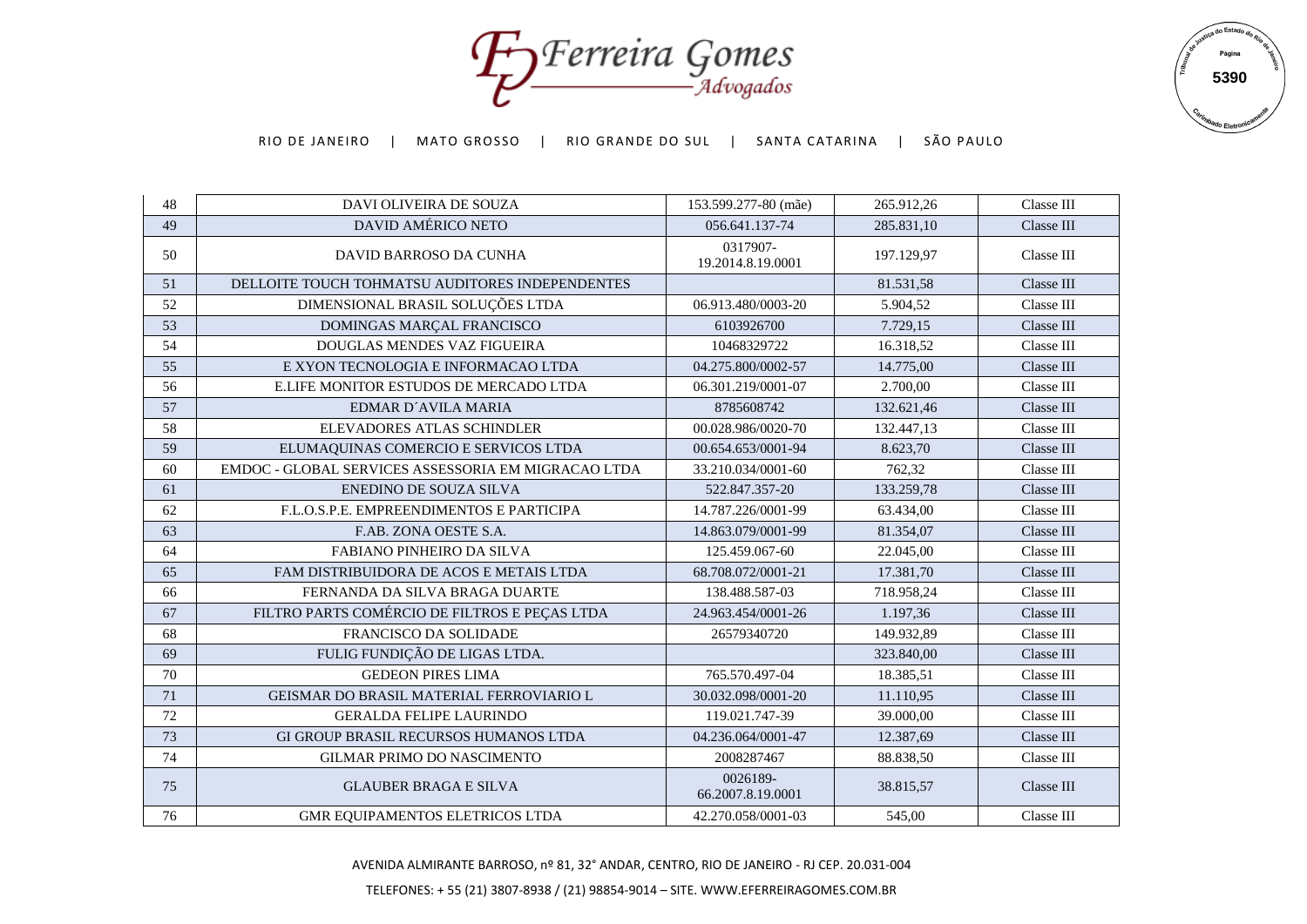| 48 | DAVI OLIVEIRA DE SOUZA | 153.599.277-80 (mãe) | 265.912,26 | Classe III |
|---|---|---|---|---|
| 49 | DAVID AMÉRICO NETO | 056.641.137-74 | 285.831,10 | Classe III |
| 50 | DAVID BARROSO DA CUNHA | 0317907-19.2014.8.19.0001 | 197.129,97 | Classe III |
| 51 | DELLOITE TOUCH TOHMATSU AUDITORES INDEPENDENTES | | 81.531,58 | Classe III |
| 52 | DIMENSIONAL BRASIL SOLUÇÕES LTDA | 06.913.480/0003-20 | 5.904,52 | Classe III |
| 53 | DOMINGAS MARÇAL FRANCISCO | 6103926700 | 7.729,15 | Classe III |
| 54 | DOUGLAS MENDES VAZ FIGUEIRA | 10468329722 | 16.318,52 | Classe III |
| 55 | E XYON TECNOLOGIA E INFORMACAO LTDA | 04.275.800/0002-57 | 14.775,00 | Classe III |
| 56 | E.LIFE MONITOR ESTUDOS DE MERCADO LTDA | 06.301.219/0001-07 | 2.700,00 | Classe III |
| 57 | EDMAR D´AVILA MARIA | 8785608742 | 132.621,46 | Classe III |
| 58 | ELEVADORES ATLAS SCHINDLER | 00.028.986/0020-70 | 132.447,13 | Classe III |
| 59 | ELUMAQUINAS COMERCIO E SERVICOS LTDA | 00.654.653/0001-94 | 8.623,70 | Classe III |
| 60 | EMDOC - GLOBAL SERVICES ASSESSORIA EM MIGRACAO LTDA | 33.210.034/0001-60 | 762,32 | Classe III |
| 61 | ENEDINO DE SOUZA SILVA | 522.847.357-20 | 133.259,78 | Classe III |
| 62 | F.L.O.S.P.E. EMPREENDIMENTOS E PARTICIPA | 14.787.226/0001-99 | 63.434,00 | Classe III |
| 63 | F.AB. ZONA OESTE S.A. | 14.863.079/0001-99 | 81.354,07 | Classe III |
| 64 | FABIANO PINHEIRO DA SILVA | 125.459.067-60 | 22.045,00 | Classe III |
| 65 | FAM DISTRIBUIDORA DE ACOS E METAIS LTDA | 68.708.072/0001-21 | 17.381,70 | Classe III |
| 66 | FERNANDA DA SILVA BRAGA DUARTE | 138.488.587-03 | 718.958,24 | Classe III |
| 67 | FILTRO PARTS COMÉRCIO DE FILTROS E PEÇAS LTDA | 24.963.454/0001-26 | 1.197,36 | Classe III |
| 68 | FRANCISCO DA SOLIDADE | 26579340720 | 149.932,89 | Classe III |
| 69 | FULIG FUNDIÇÃO DE LIGAS LTDA. | | 323.840,00 | Classe III |
| 70 | GEDEON PIRES LIMA | 765.570.497-04 | 18.385,51 | Classe III |
| 71 | GEISMAR DO BRASIL MATERIAL FERROVIARIO L | 30.032.098/0001-20 | 11.110,95 | Classe III |
| 72 | GERALDA FELIPE LAURINDO | 119.021.747-39 | 39.000,00 | Classe III |
| 73 | GI GROUP BRASIL RECURSOS HUMANOS LTDA | 04.236.064/0001-47 | 12.387,69 | Classe III |
| 74 | GILMAR PRIMO DO NASCIMENTO | 2008287467 | 88.838,50 | Classe III |
| 75 | GLAUBER BRAGA E SILVA | 0026189-66.2007.8.19.0001 | 38.815,57 | Classe III |
| 76 | GMR EQUIPAMENTOS ELETRICOS LTDA | 42.270.058/0001-03 | 545,00 | Classe III |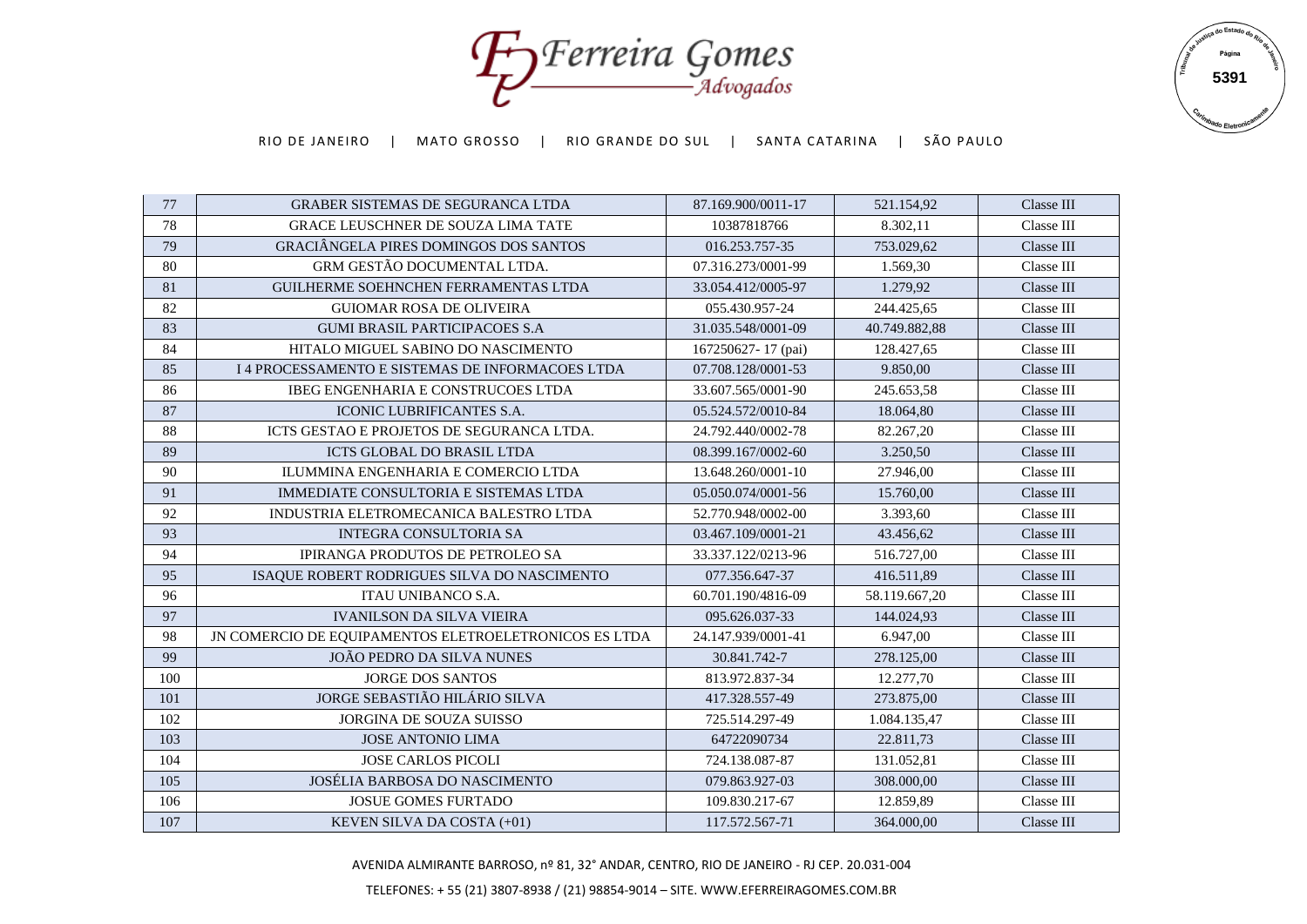| 77 | GRABER SISTEMAS DE SEGURANCA LTDA | 87.169.900/0011-17 | 521.154,92 | Classe III |
|---|---|---|---|---|
| 78 | GRACE LEUSCHNER DE SOUZA LIMA TATE | 10387818766 | 8.302,11 | Classe III |
| 79 | GRACIÂNGELA PIRES DOMINGOS DOS SANTOS | 016.253.757-35 | 753.029,62 | Classe III |
| 80 | GRM GESTÃO DOCUMENTAL LTDA. | 07.316.273/0001-99 | 1.569,30 | Classe III |
| 81 | GUILHERME SOEHNCHEN FERRAMENTAS LTDA | 33.054.412/0005-97 | 1.279,92 | Classe III |
| 82 | GUIOMAR ROSA DE OLIVEIRA | 055.430.957-24 | 244.425,65 | Classe III |
| 83 | GUMI BRASIL PARTICIPACOES S.A | 31.035.548/0001-09 | 40.749.882,88 | Classe III |
| 84 | HITALO MIGUEL SABINO DO NASCIMENTO | 167250627- 17 (pai) | 128.427,65 | Classe III |
| 85 | I 4 PROCESSAMENTO E SISTEMAS DE INFORMACOES LTDA | 07.708.128/0001-53 | 9.850,00 | Classe III |
| 86 | IBEG ENGENHARIA E CONSTRUCOES LTDA | 33.607.565/0001-90 | 245.653,58 | Classe III |
| 87 | ICONIC LUBRIFICANTES S.A. | 05.524.572/0010-84 | 18.064,80 | Classe III |
| 88 | ICTS GESTAO E PROJETOS DE SEGURANCA LTDA. | 24.792.440/0002-78 | 82.267,20 | Classe III |
| 89 | ICTS GLOBAL DO BRASIL LTDA | 08.399.167/0002-60 | 3.250,50 | Classe III |
| 90 | ILUMMINA ENGENHARIA E COMERCIO LTDA | 13.648.260/0001-10 | 27.946,00 | Classe III |
| 91 | IMMEDIATE CONSULTORIA E SISTEMAS LTDA | 05.050.074/0001-56 | 15.760,00 | Classe III |
| 92 | INDUSTRIA ELETROMECANICA BALESTRO LTDA | 52.770.948/0002-00 | 3.393,60 | Classe III |
| 93 | INTEGRA CONSULTORIA SA | 03.467.109/0001-21 | 43.456,62 | Classe III |
| 94 | IPIRANGA PRODUTOS DE PETROLEO SA | 33.337.122/0213-96 | 516.727,00 | Classe III |
| 95 | ISAQUE ROBERT RODRIGUES SILVA DO NASCIMENTO | 077.356.647-37 | 416.511,89 | Classe III |
| 96 | ITAU UNIBANCO S.A. | 60.701.190/4816-09 | 58.119.667,20 | Classe III |
| 97 | IVANILSON DA SILVA VIEIRA | 095.626.037-33 | 144.024,93 | Classe III |
| 98 | JN COMERCIO DE EQUIPAMENTOS ELETROELETRONICOS ES LTDA | 24.147.939/0001-41 | 6.947,00 | Classe III |
| 99 | JOÃO PEDRO DA SILVA NUNES | 30.841.742-7 | 278.125,00 | Classe III |
| 100 | JORGE DOS SANTOS | 813.972.837-34 | 12.277,70 | Classe III |
| 101 | JORGE SEBASTIÃO HILÁRIO SILVA | 417.328.557-49 | 273.875,00 | Classe III |
| 102 | JORGINA DE SOUZA SUISSO | 725.514.297-49 | 1.084.135,47 | Classe III |
| 103 | JOSE ANTONIO LIMA | 64722090734 | 22.811,73 | Classe III |
| 104 | JOSE CARLOS PICOLI | 724.138.087-87 | 131.052,81 | Classe III |
| 105 | JOSÉLIA BARBOSA DO NASCIMENTO | 079.863.927-03 | 308.000,00 | Classe III |
| 106 | JOSUE GOMES FURTADO | 109.830.217-67 | 12.859,89 | Classe III |
| 107 | KEVEN SILVA DA COSTA (+01) | 117.572.567-71 | 364.000,00 | Classe III |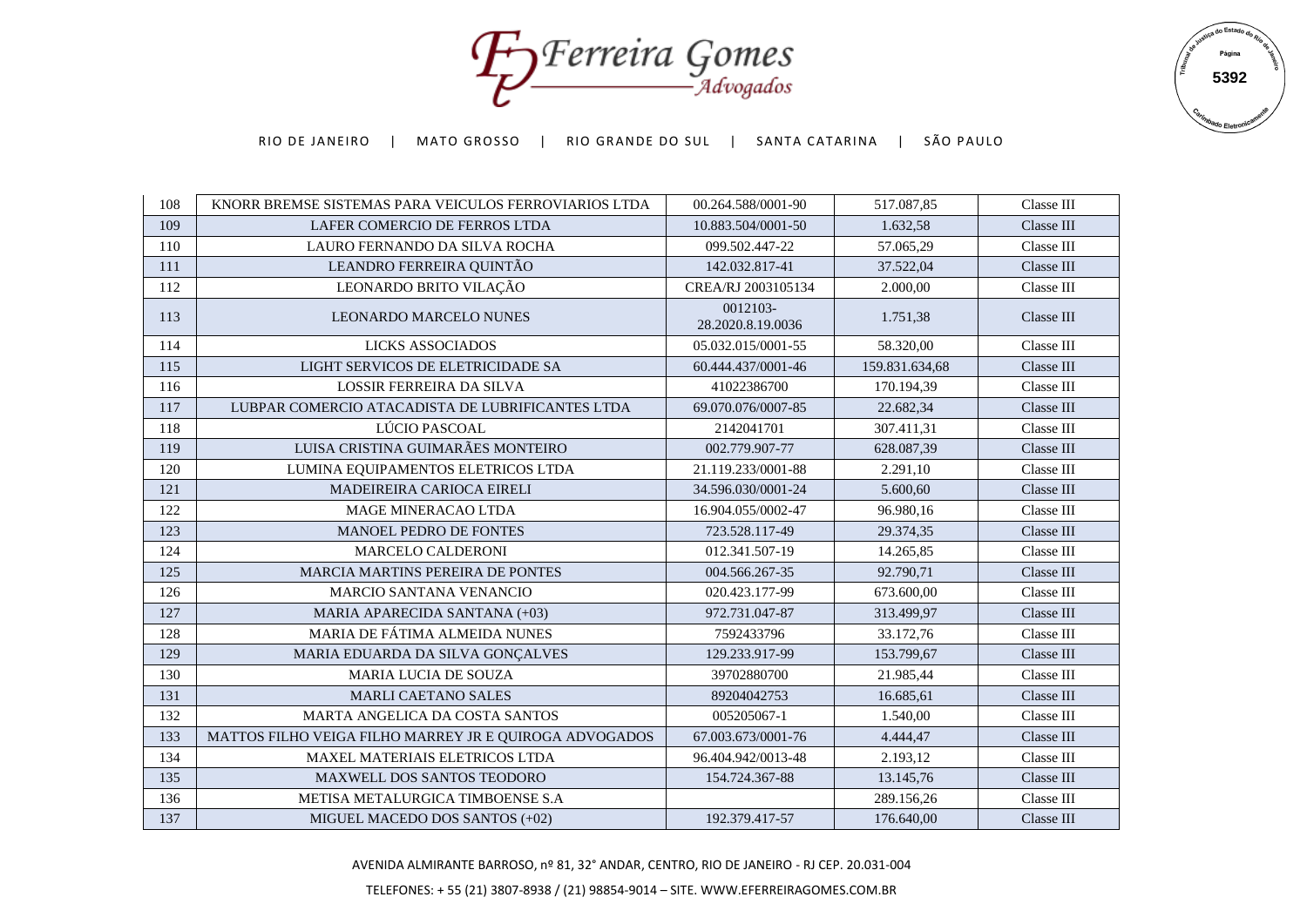| 108 | KNORR BREMSE SISTEMAS PARA VEICULOS FERROVIARIOS LTDA | 00.264.588/0001-90 | 517.087,85 | Classe III |
|---|---|---|---|---|
| 109 | LAFER COMERCIO DE FERROS LTDA | 10.883.504/0001-50 | 1.632,58 | Classe III |
| 110 | LAURO FERNANDO DA SILVA ROCHA | 099.502.447-22 | 57.065,29 | Classe III |
| 111 | LEANDRO FERREIRA QUINTÃO | 142.032.817-41 | 37.522,04 | Classe III |
| 112 | LEONARDO BRITO VILAÇÃO | CREA/RJ 2003105134 | 2.000,00 | Classe III |
| 113 | LEONARDO MARCELO NUNES | 0012103-28.2020.8.19.0036 | 1.751,38 | Classe III |
| 114 | LICKS ASSOCIADOS | 05.032.015/0001-55 | 58.320,00 | Classe III |
| 115 | LIGHT SERVICOS DE ELETRICIDADE SA | 60.444.437/0001-46 | 159.831.634,68 | Classe III |
| 116 | LOSSIR FERREIRA DA SILVA | 41022386700 | 170.194,39 | Classe III |
| 117 | LUBPAR COMERCIO ATACADISTA DE LUBRIFICANTES LTDA | 69.070.076/0007-85 | 22.682,34 | Classe III |
| 118 | LÚCIO PASCOAL | 2142041701 | 307.411,31 | Classe III |
| 119 | LUISA CRISTINA GUIMARÃES MONTEIRO | 002.779.907-77 | 628.087,39 | Classe III |
| 120 | LUMINA EQUIPAMENTOS ELETRICOS LTDA | 21.119.233/0001-88 | 2.291,10 | Classe III |
| 121 | MADEIREIRA CARIOCA EIRELI | 34.596.030/0001-24 | 5.600,60 | Classe III |
| 122 | MAGE MINERACAO LTDA | 16.904.055/0002-47 | 96.980,16 | Classe III |
| 123 | MANOEL PEDRO DE FONTES | 723.528.117-49 | 29.374,35 | Classe III |
| 124 | MARCELO CALDERONI | 012.341.507-19 | 14.265,85 | Classe III |
| 125 | MARCIA MARTINS PEREIRA DE PONTES | 004.566.267-35 | 92.790,71 | Classe III |
| 126 | MARCIO SANTANA VENANCIO | 020.423.177-99 | 673.600,00 | Classe III |
| 127 | MARIA APARECIDA SANTANA (+03) | 972.731.047-87 | 313.499,97 | Classe III |
| 128 | MARIA DE FÁTIMA ALMEIDA NUNES | 7592433796 | 33.172,76 | Classe III |
| 129 | MARIA EDUARDA DA SILVA GONÇALVES | 129.233.917-99 | 153.799,67 | Classe III |
| 130 | MARIA LUCIA DE SOUZA | 39702880700 | 21.985,44 | Classe III |
| 131 | MARLI CAETANO SALES | 89204042753 | 16.685,61 | Classe III |
| 132 | MARTA ANGELICA DA COSTA SANTOS | 005205067-1 | 1.540,00 | Classe III |
| 133 | MATTOS FILHO VEIGA FILHO MARREY JR E QUIROGA ADVOGADOS | 67.003.673/0001-76 | 4.444,47 | Classe III |
| 134 | MAXEL MATERIAIS ELETRICOS LTDA | 96.404.942/0013-48 | 2.193,12 | Classe III |
| 135 | MAXWELL DOS SANTOS TEODORO | 154.724.367-88 | 13.145,76 | Classe III |
| 136 | METISA METALURGICA TIMBOENSE S.A | | 289.156,26 | Classe III |
| 137 | MIGUEL MACEDO DOS SANTOS (+02) | 192.379.417-57 | 176.640,00 | Classe III |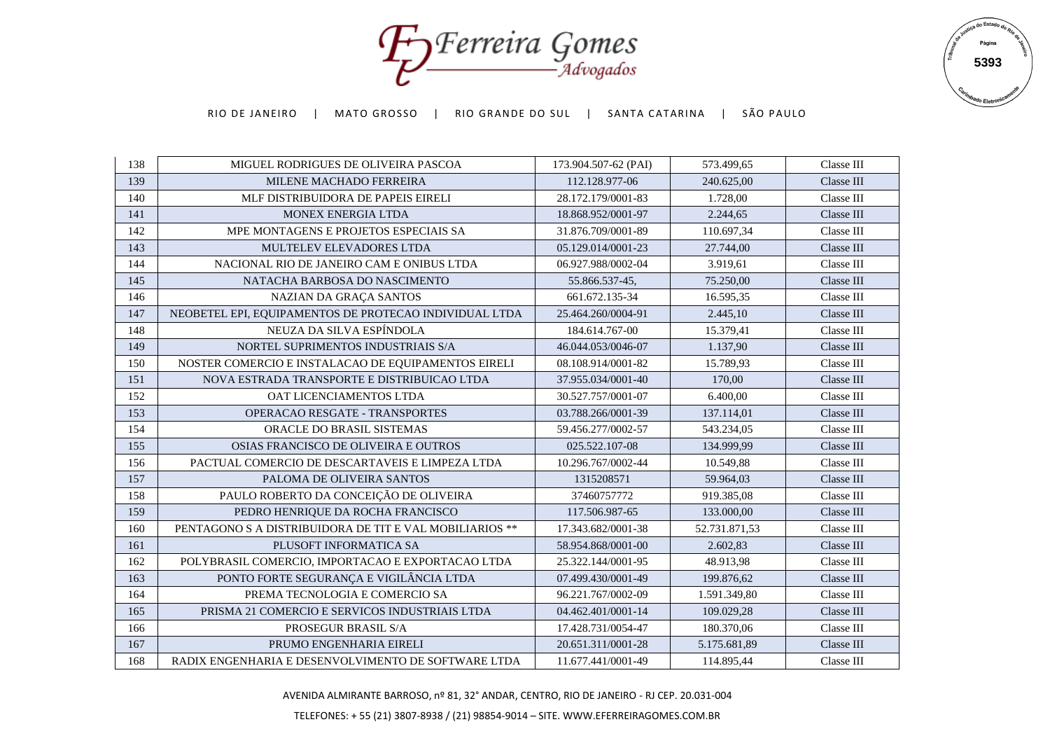| 138 | MIGUEL RODRIGUES DE OLIVEIRA PASCOA | 173.904.507-62 (PAI) | 573.499,65 | Classe III |
|---|---|---|---|---|
| 139 | MILENE MACHADO FERREIRA | 112.128.977-06 | 240.625,00 | Classe III |
| 140 | MLF DISTRIBUIDORA DE PAPEIS EIRELI | 28.172.179/0001-83 | 1.728,00 | Classe III |
| 141 | MONEX ENERGIA LTDA | 18.868.952/0001-97 | 2.244,65 | Classe III |
| 142 | MPE MONTAGENS E PROJETOS ESPECIAIS SA | 31.876.709/0001-89 | 110.697,34 | Classe III |
| 143 | MULTELEV ELEVADORES LTDA | 05.129.014/0001-23 | 27.744,00 | Classe III |
| 144 | NACIONAL RIO DE JANEIRO CAM E ONIBUS LTDA | 06.927.988/0002-04 | 3.919,61 | Classe III |
| 145 | NATACHA BARBOSA DO NASCIMENTO | 55.866.537-45, | 75.250,00 | Classe III |
| 146 | NAZIAN DA GRAÇA SANTOS | 661.672.135-34 | 16.595,35 | Classe III |
| 147 | NEOBETEL EPI, EQUIPAMENTOS DE PROTECAO INDIVIDUAL LTDA | 25.464.260/0004-91 | 2.445,10 | Classe III |
| 148 | NEUZA DA SILVA ESPÍNDOLA | 184.614.767-00 | 15.379,41 | Classe III |
| 149 | NORTEL SUPRIMENTOS INDUSTRIAIS S/A | 46.044.053/0046-07 | 1.137,90 | Classe III |
| 150 | NOSTER COMERCIO E INSTALACAO DE EQUIPAMENTOS EIRELI | 08.108.914/0001-82 | 15.789,93 | Classe III |
| 151 | NOVA ESTRADA TRANSPORTE E DISTRIBUICAO LTDA | 37.955.034/0001-40 | 170,00 | Classe III |
| 152 | OAT LICENCIAMENTOS LTDA | 30.527.757/0001-07 | 6.400,00 | Classe III |
| 153 | OPERACAO RESGATE - TRANSPORTES | 03.788.266/0001-39 | 137.114,01 | Classe III |
| 154 | ORACLE DO BRASIL SISTEMAS | 59.456.277/0002-57 | 543.234,05 | Classe III |
| 155 | OSIAS FRANCISCO DE OLIVEIRA E OUTROS | 025.522.107-08 | 134.999,99 | Classe III |
| 156 | PACTUAL COMERCIO DE DESCARTAVEIS E LIMPEZA LTDA | 10.296.767/0002-44 | 10.549,88 | Classe III |
| 157 | PALOMA DE OLIVEIRA SANTOS | 1315208571 | 59.964,03 | Classe III |
| 158 | PAULO ROBERTO DA CONCEIÇÃO DE OLIVEIRA | 37460757772 | 919.385,08 | Classe III |
| 159 | PEDRO HENRIQUE DA ROCHA FRANCISCO | 117.506.987-65 | 133.000,00 | Classe III |
| 160 | PENTAGONO S A DISTRIBUIDORA DE TIT E VAL MOBILIARIOS ** | 17.343.682/0001-38 | 52.731.871,53 | Classe III |
| 161 | PLUSOFT INFORMATICA SA | 58.954.868/0001-00 | 2.602,83 | Classe III |
| 162 | POLYBRASIL COMERCIO, IMPORTACAO E EXPORTACAO LTDA | 25.322.144/0001-95 | 48.913,98 | Classe III |
| 163 | PONTO FORTE SEGURANÇA E VIGILÂNCIA LTDA | 07.499.430/0001-49 | 199.876,62 | Classe III |
| 164 | PREMA TECNOLOGIA E COMERCIO SA | 96.221.767/0002-09 | 1.591.349,80 | Classe III |
| 165 | PRISMA 21 COMERCIO E SERVICOS INDUSTRIAIS LTDA | 04.462.401/0001-14 | 109.029,28 | Classe III |
| 166 | PROSEGUR BRASIL S/A | 17.428.731/0054-47 | 180.370,06 | Classe III |
| 167 | PRUMO ENGENHARIA EIRELI | 20.651.311/0001-28 | 5.175.681,89 | Classe III |
| 168 | RADIX ENGENHARIA E DESENVOLVIMENTO DE SOFTWARE LTDA | 11.677.441/0001-49 | 114.895,44 | Classe III |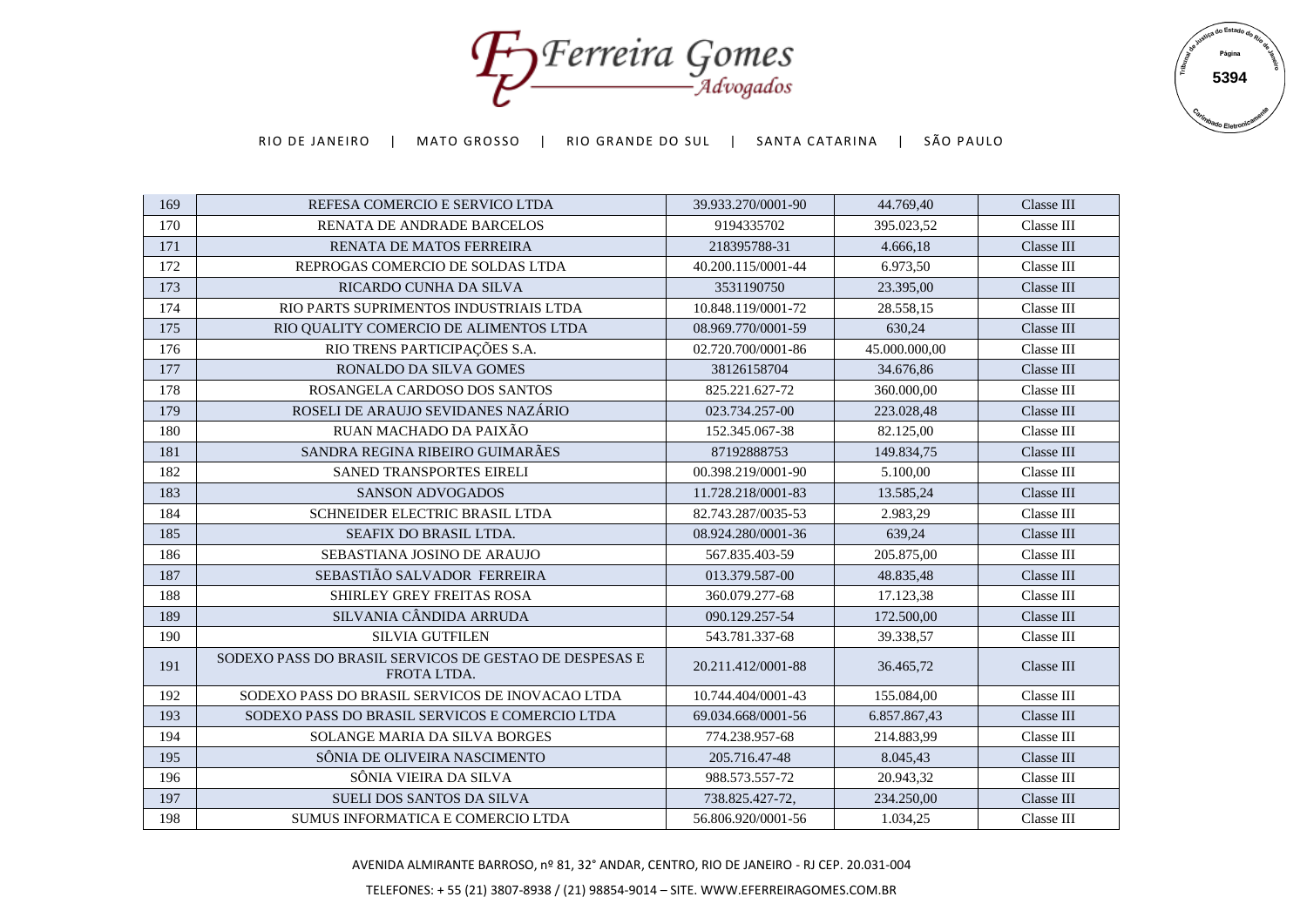| 169 | REFESA COMERCIO E SERVICO LTDA | 39.933.270/0001-90 | 44.769,40 | Classe III |
|---|---|---|---|---|
| 170 | RENATA DE ANDRADE BARCELOS | 9194335702 | 395.023,52 | Classe III |
| 171 | RENATA DE MATOS FERREIRA | 218395788-31 | 4.666,18 | Classe III |
| 172 | REPROGAS COMERCIO DE SOLDAS LTDA | 40.200.115/0001-44 | 6.973,50 | Classe III |
| 173 | RICARDO CUNHA DA SILVA | 3531190750 | 23.395,00 | Classe III |
| 174 | RIO PARTS SUPRIMENTOS INDUSTRIAIS LTDA | 10.848.119/0001-72 | 28.558,15 | Classe III |
| 175 | RIO QUALITY COMERCIO DE ALIMENTOS LTDA | 08.969.770/0001-59 | 630,24 | Classe III |
| 176 | RIO TRENS PARTICIPAÇÕES S.A. | 02.720.700/0001-86 | 45.000.000,00 | Classe III |
| 177 | RONALDO DA SILVA GOMES | 38126158704 | 34.676,86 | Classe III |
| 178 | ROSANGELA CARDOSO DOS SANTOS | 825.221.627-72 | 360.000,00 | Classe III |
| 179 | ROSELI DE ARAUJO SEVIDANES NAZÁRIO | 023.734.257-00 | 223.028,48 | Classe III |
| 180 | RUAN MACHADO DA PAIXÃO | 152.345.067-38 | 82.125,00 | Classe III |
| 181 | SANDRA REGINA RIBEIRO GUIMARÃES | 87192888753 | 149.834,75 | Classe III |
| 182 | SANED TRANSPORTES EIRELI | 00.398.219/0001-90 | 5.100,00 | Classe III |
| 183 | SANSON ADVOGADOS | 11.728.218/0001-83 | 13.585,24 | Classe III |
| 184 | SCHNEIDER ELECTRIC BRASIL LTDA | 82.743.287/0035-53 | 2.983,29 | Classe III |
| 185 | SEAFIX DO BRASIL LTDA. | 08.924.280/0001-36 | 639,24 | Classe III |
| 186 | SEBASTIANA JOSINO DE ARAUJO | 567.835.403-59 | 205.875,00 | Classe III |
| 187 | SEBASTIÃO SALVADOR FERREIRA | 013.379.587-00 | 48.835,48 | Classe III |
| 188 | SHIRLEY GREY FREITAS ROSA | 360.079.277-68 | 17.123,38 | Classe III |
| 189 | SILVANIA CÂNDIDA ARRUDA | 090.129.257-54 | 172.500,00 | Classe III |
| 190 | SILVIA GUTFILEN | 543.781.337-68 | 39.338,57 | Classe III |
| 191 | SODEXO PASS DO BRASIL SERVICOS DE GESTAO DE DESPESAS E FROTA LTDA. | 20.211.412/0001-88 | 36.465,72 | Classe III |
| 192 | SODEXO PASS DO BRASIL SERVICOS DE INOVACAO LTDA | 10.744.404/0001-43 | 155.084,00 | Classe III |
| 193 | SODEXO PASS DO BRASIL SERVICOS E COMERCIO LTDA | 69.034.668/0001-56 | 6.857.867,43 | Classe III |
| 194 | SOLANGE MARIA DA SILVA BORGES | 774.238.957-68 | 214.883,99 | Classe III |
| 195 | SÔNIA DE OLIVEIRA NASCIMENTO | 205.716.47-48 | 8.045,43 | Classe III |
| 196 | SÔNIA VIEIRA DA SILVA | 988.573.557-72 | 20.943,32 | Classe III |
| 197 | SUELI DOS SANTOS DA SILVA | 738.825.427-72, | 234.250,00 | Classe III |
| 198 | SUMUS INFORMATICA E COMERCIO LTDA | 56.806.920/0001-56 | 1.034,25 | Classe III |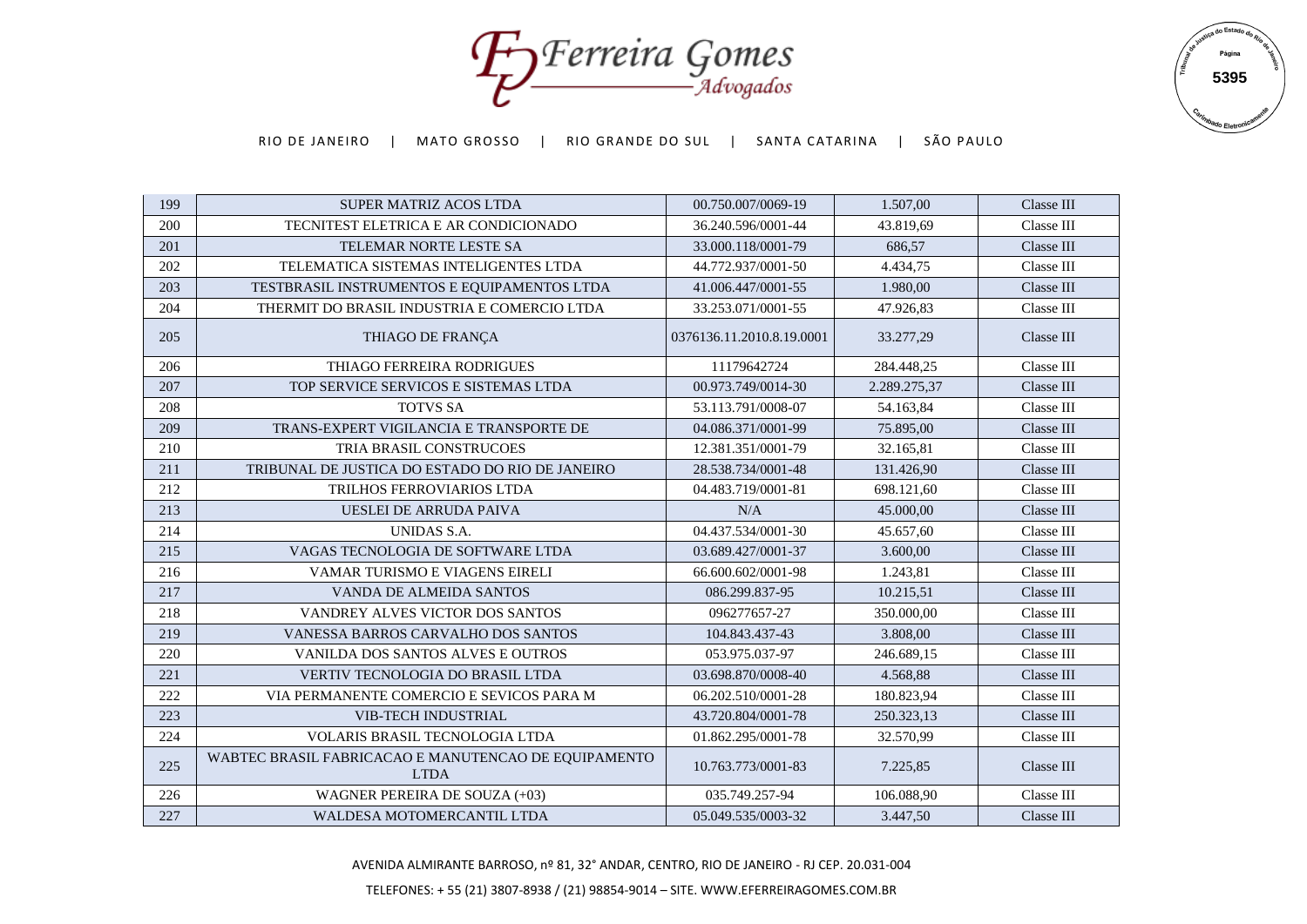| 199 | SUPER MATRIZ ACOS LTDA | 00.750.007/0069-19 | 1.507,00 | Classe III |
|---|---|---|---|---|
| 200 | TECNITEST ELETRICA E AR CONDICIONADO | 36.240.596/0001-44 | 43.819,69 | Classe III |
| 201 | TELEMAR NORTE LESTE SA | 33.000.118/0001-79 | 686,57 | Classe III |
| 202 | TELEMATICA SISTEMAS INTELIGENTES LTDA | 44.772.937/0001-50 | 4.434,75 | Classe III |
| 203 | TESTBRASIL INSTRUMENTOS E EQUIPAMENTOS LTDA | 41.006.447/0001-55 | 1.980,00 | Classe III |
| 204 | THERMIT DO BRASIL INDUSTRIA E COMERCIO LTDA | 33.253.071/0001-55 | 47.926,83 | Classe III |
| 205 | THIAGO DE FRANÇA | 0376136.11.2010.8.19.0001 | 33.277,29 | Classe III |
| 206 | THIAGO FERREIRA RODRIGUES | 11179642724 | 284.448,25 | Classe III |
| 207 | TOP SERVICE SERVICOS E SISTEMAS LTDA | 00.973.749/0014-30 | 2.289.275,37 | Classe III |
| 208 | TOTVS SA | 53.113.791/0008-07 | 54.163,84 | Classe III |
| 209 | TRANS-EXPERT VIGILANCIA E TRANSPORTE DE | 04.086.371/0001-99 | 75.895,00 | Classe III |
| 210 | TRIA BRASIL CONSTRUCOES | 12.381.351/0001-79 | 32.165,81 | Classe III |
| 211 | TRIBUNAL DE JUSTICA DO ESTADO DO RIO DE JANEIRO | 28.538.734/0001-48 | 131.426,90 | Classe III |
| 212 | TRILHOS FERROVIARIOS LTDA | 04.483.719/0001-81 | 698.121,60 | Classe III |
| 213 | UESLEI DE ARRUDA PAIVA | N/A | 45.000,00 | Classe III |
| 214 | UNIDAS S.A. | 04.437.534/0001-30 | 45.657,60 | Classe III |
| 215 | VAGAS TECNOLOGIA DE SOFTWARE LTDA | 03.689.427/0001-37 | 3.600,00 | Classe III |
| 216 | VAMAR TURISMO E VIAGENS EIRELI | 66.600.602/0001-98 | 1.243,81 | Classe III |
| 217 | VANDA DE ALMEIDA SANTOS | 086.299.837-95 | 10.215,51 | Classe III |
| 218 | VANDREY ALVES VICTOR DOS SANTOS | 096277657-27 | 350.000,00 | Classe III |
| 219 | VANESSA BARROS CARVALHO DOS SANTOS | 104.843.437-43 | 3.808,00 | Classe III |
| 220 | VANILDA DOS SANTOS ALVES E OUTROS | 053.975.037-97 | 246.689,15 | Classe III |
| 221 | VERTIV TECNOLOGIA DO BRASIL LTDA | 03.698.870/0008-40 | 4.568,88 | Classe III |
| 222 | VIA PERMANENTE COMERCIO E SEVICOS PARA M | 06.202.510/0001-28 | 180.823,94 | Classe III |
| 223 | VIB-TECH INDUSTRIAL | 43.720.804/0001-78 | 250.323,13 | Classe III |
| 224 | VOLARIS BRASIL TECNOLOGIA LTDA | 01.862.295/0001-78 | 32.570,99 | Classe III |
| 225 | WABTEC BRASIL FABRICACAO E MANUTENCAO DE EQUIPAMENTO LTDA | 10.763.773/0001-83 | 7.225,85 | Classe III |
| 226 | WAGNER PEREIRA DE SOUZA (+03) | 035.749.257-94 | 106.088,90 | Classe III |
| 227 | WALDESA MOTOMERCANTIL LTDA | 05.049.535/0003-32 | 3.447,50 | Classe III |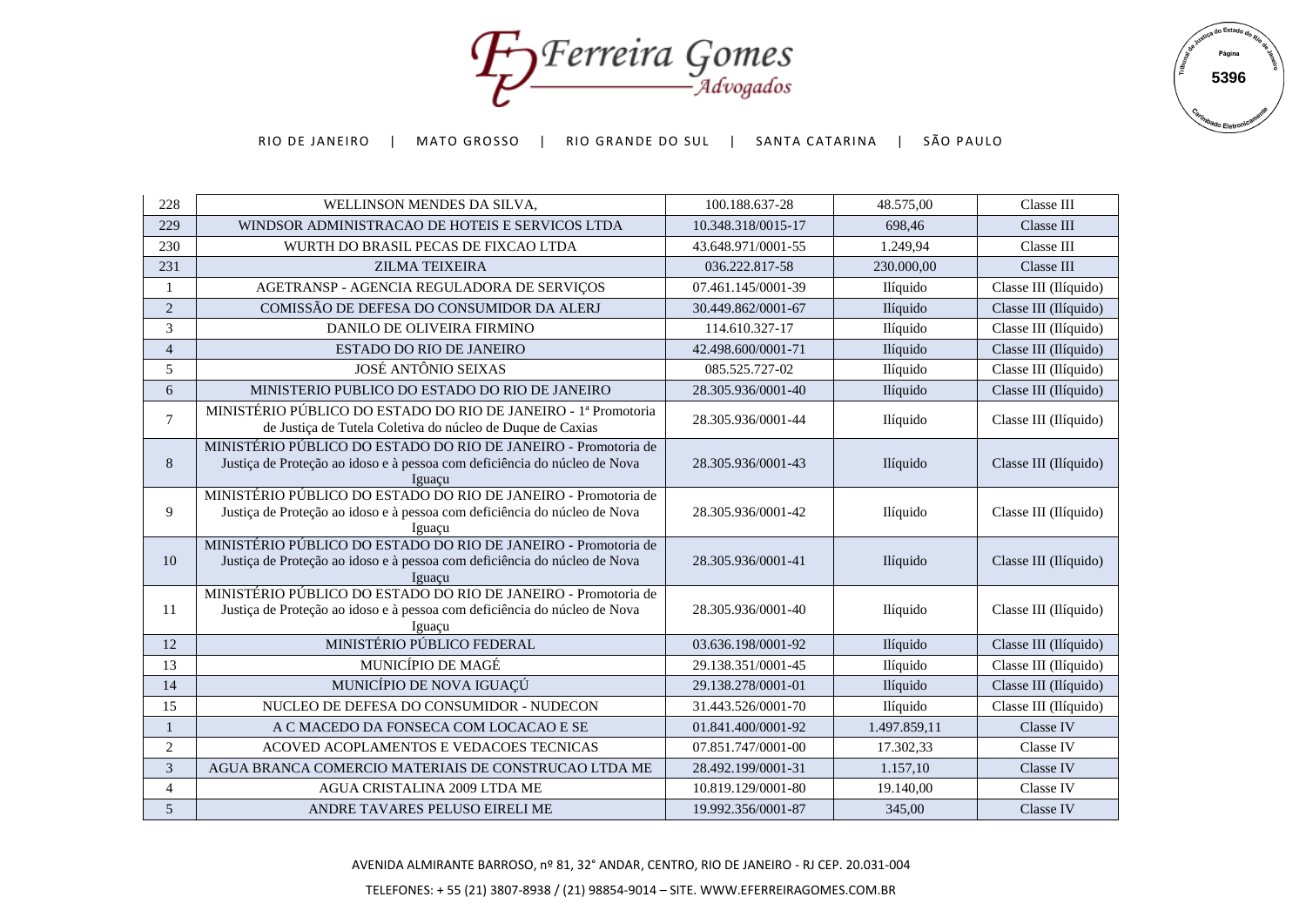| 228 | WELLINSON MENDES DA SILVA, | 100.188.637-28 | 48.575,00 | Classe III |
|---|---|---|---|---|
| 229 | WINDSOR ADMINISTRACAO DE HOTEIS E SERVICOS LTDA | 10.348.318/0015-17 | 698,46 | Classe III |
| 230 | WURTH DO BRASIL PECAS DE FIXCAO LTDA | 43.648.971/0001-55 | 1.249,94 | Classe III |
| 231 | ZILMA TEIXEIRA | 036.222.817-58 | 230.000,00 | Classe III |
| 1 | AGETRANSP - AGENCIA REGULADORA DE SERVIÇOS | 07.461.145/0001-39 | Ilíquido | Classe III (Ilíquido) |
| 2 | COMISSÃO DE DEFESA DO CONSUMIDOR DA ALERJ | 30.449.862/0001-67 | Ilíquido | Classe III (Ilíquido) |
| 3 | DANILO DE OLIVEIRA FIRMINO | 114.610.327-17 | Ilíquido | Classe III (Ilíquido) |
| 4 | ESTADO DO RIO DE JANEIRO | 42.498.600/0001-71 | Ilíquido | Classe III (Ilíquido) |
| 5 | JOSÉ ANTÔNIO SEIXAS | 085.525.727-02 | Ilíquido | Classe III (Ilíquido) |
| 6 | MINISTERIO PUBLICO DO ESTADO DO RIO DE JANEIRO | 28.305.936/0001-40 | Ilíquido | Classe III (Ilíquido) |
| 7 | MINISTÉRIO PÚBLICO DO ESTADO DO RIO DE JANEIRO - 1ª Promotoria de Justiça de Tutela Coletiva do núcleo de Duque de Caxias | 28.305.936/0001-44 | Ilíquido | Classe III (Ilíquido) |
| 8 | MINISTÉRIO PÚBLICO DO ESTADO DO RIO DE JANEIRO - Promotoria de Justiça de Proteção ao idoso e à pessoa com deficiência do núcleo de Nova Iguaçu | 28.305.936/0001-43 | Ilíquido | Classe III (Ilíquido) |
| 9 | MINISTÉRIO PÚBLICO DO ESTADO DO RIO DE JANEIRO - Promotoria de Justiça de Proteção ao idoso e à pessoa com deficiência do núcleo de Nova Iguaçu | 28.305.936/0001-42 | Ilíquido | Classe III (Ilíquido) |
| 10 | MINISTÉRIO PÚBLICO DO ESTADO DO RIO DE JANEIRO - Promotoria de Justiça de Proteção ao idoso e à pessoa com deficiência do núcleo de Nova Iguaçu | 28.305.936/0001-41 | Ilíquido | Classe III (Ilíquido) |
| 11 | MINISTÉRIO PÚBLICO DO ESTADO DO RIO DE JANEIRO - Promotoria de Justiça de Proteção ao idoso e à pessoa com deficiência do núcleo de Nova Iguaçu | 28.305.936/0001-40 | Ilíquido | Classe III (Ilíquido) |
| 12 | MINISTÉRIO PÚBLICO FEDERAL | 03.636.198/0001-92 | Ilíquido | Classe III (Ilíquido) |
| 13 | MUNICÍPIO DE MAGÉ | 29.138.351/0001-45 | Ilíquido | Classe III (Ilíquido) |
| 14 | MUNICÍPIO DE NOVA IGUAÇÚ | 29.138.278/0001-01 | Ilíquido | Classe III (Ilíquido) |
| 15 | NUCLEO DE DEFESA DO CONSUMIDOR - NUDECON | 31.443.526/0001-70 | Ilíquido | Classe III (Ilíquido) |
| 1 | A C MACEDO DA FONSECA COM LOCACAO E SE | 01.841.400/0001-92 | 1.497.859,11 | Classe IV |
| 2 | ACOVED ACOPLAMENTOS E VEDACOES TECNICAS | 07.851.747/0001-00 | 17.302,33 | Classe IV |
| 3 | AGUA BRANCA COMERCIO MATERIAIS DE CONSTRUCAO LTDA ME | 28.492.199/0001-31 | 1.157,10 | Classe IV |
| 4 | AGUA CRISTALINA 2009 LTDA ME | 10.819.129/0001-80 | 19.140,00 | Classe IV |
| 5 | ANDRE TAVARES PELUSO EIRELI ME | 19.992.356/0001-87 | 345,00 | Classe IV |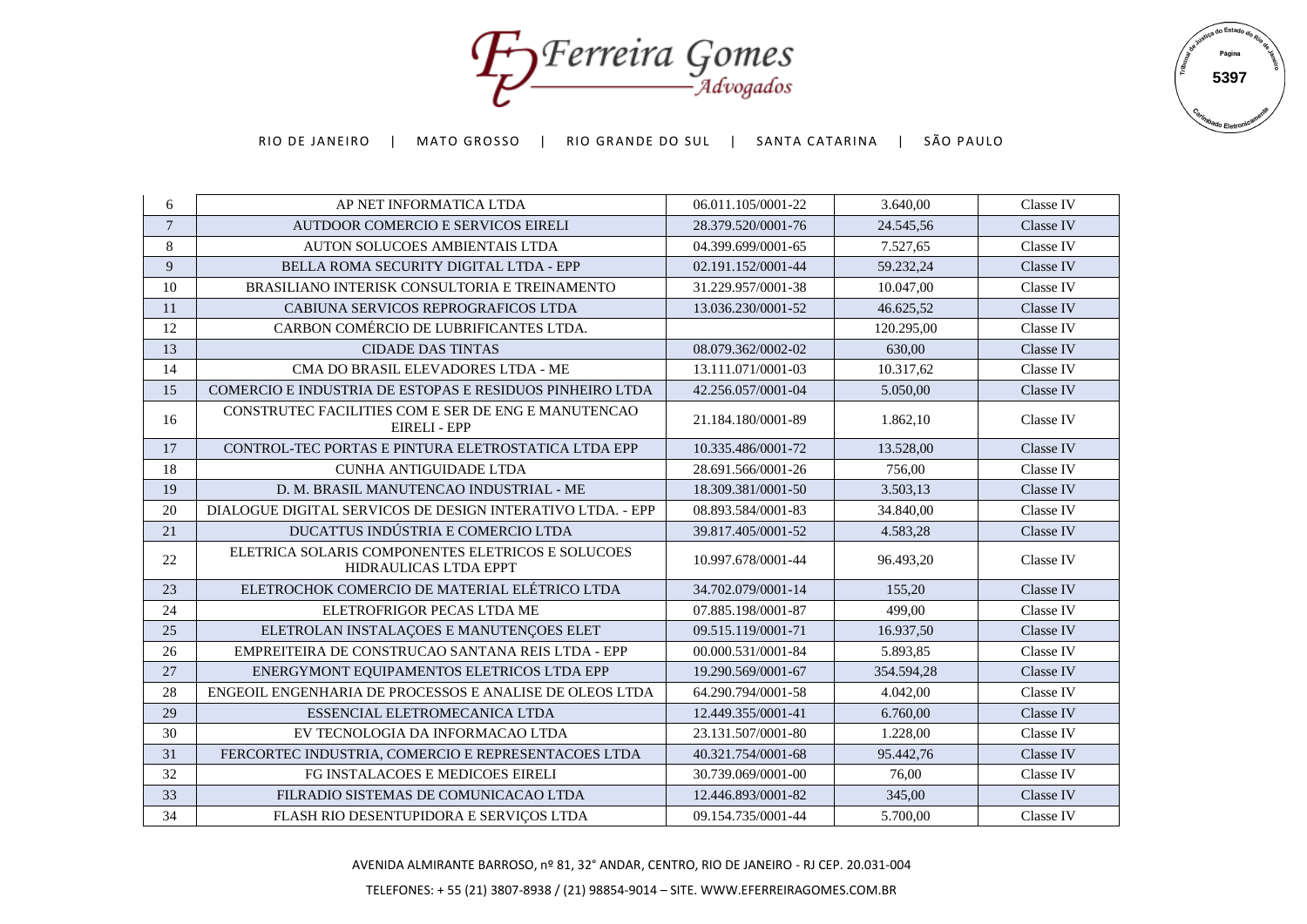| 6 | AP NET INFORMATICA LTDA | 06.011.105/0001-22 | 3.640,00 | Classe IV |
|---|---|---|---|---|
| 7 | AUTDOOR COMERCIO E SERVICOS EIRELI | 28.379.520/0001-76 | 24.545,56 | Classe IV |
| 8 | AUTON SOLUCOES AMBIENTAIS LTDA | 04.399.699/0001-65 | 7.527,65 | Classe IV |
| 9 | BELLA ROMA SECURITY DIGITAL LTDA - EPP | 02.191.152/0001-44 | 59.232,24 | Classe IV |
| 10 | BRASILIANO INTERISK CONSULTORIA E TREINAMENTO | 31.229.957/0001-38 | 10.047,00 | Classe IV |
| 11 | CABIUNA SERVICOS REPROGRAFICOS LTDA | 13.036.230/0001-52 | 46.625,52 | Classe IV |
| 12 | CARBON COMÉRCIO DE LUBRIFICANTES LTDA. | | 120.295,00 | Classe IV |
| 13 | CIDADE DAS TINTAS | 08.079.362/0002-02 | 630,00 | Classe IV |
| 14 | CMA DO BRASIL ELEVADORES LTDA - ME | 13.111.071/0001-03 | 10.317,62 | Classe IV |
| 15 | COMERCIO E INDUSTRIA DE ESTOPAS E RESIDUOS PINHEIRO LTDA | 42.256.057/0001-04 | 5.050,00 | Classe IV |
| 16 | CONSTRUTEC FACILITIES COM E SER DE ENG E MANUTENCAO EIRELI - EPP | 21.184.180/0001-89 | 1.862,10 | Classe IV |
| 17 | CONTROL-TEC PORTAS E PINTURA ELETROSTATICA LTDA EPP | 10.335.486/0001-72 | 13.528,00 | Classe IV |
| 18 | CUNHA ANTIGUIDADE LTDA | 28.691.566/0001-26 | 756,00 | Classe IV |
| 19 | D. M. BRASIL MANUTENCAO INDUSTRIAL - ME | 18.309.381/0001-50 | 3.503,13 | Classe IV |
| 20 | DIALOGUE DIGITAL SERVICOS DE DESIGN INTERATIVO LTDA. - EPP | 08.893.584/0001-83 | 34.840,00 | Classe IV |
| 21 | DUCATTUS INDÚSTRIA E COMERCIO LTDA | 39.817.405/0001-52 | 4.583,28 | Classe IV |
| 22 | ELETRICA SOLARIS COMPONENTES ELETRICOS E SOLUCOES HIDRAULICAS LTDA EPPT | 10.997.678/0001-44 | 96.493,20 | Classe IV |
| 23 | ELETROCHOK COMERCIO DE MATERIAL ELÉTRICO LTDA | 34.702.079/0001-14 | 155,20 | Classe IV |
| 24 | ELETROFRIGOR PECAS LTDA ME | 07.885.198/0001-87 | 499,00 | Classe IV |
| 25 | ELETROLAN INSTALAÇOES E MANUTENÇOES ELET | 09.515.119/0001-71 | 16.937,50 | Classe IV |
| 26 | EMPREITEIRA DE CONSTRUCAO SANTANA REIS LTDA - EPP | 00.000.531/0001-84 | 5.893,85 | Classe IV |
| 27 | ENERGYMONT EQUIPAMENTOS ELETRICOS LTDA EPP | 19.290.569/0001-67 | 354.594,28 | Classe IV |
| 28 | ENGEOIL ENGENHARIA DE PROCESSOS E ANALISE DE OLEOS LTDA | 64.290.794/0001-58 | 4.042,00 | Classe IV |
| 29 | ESSENCIAL ELETROMECANICA LTDA | 12.449.355/0001-41 | 6.760,00 | Classe IV |
| 30 | EV TECNOLOGIA DA INFORMACAO LTDA | 23.131.507/0001-80 | 1.228,00 | Classe IV |
| 31 | FERCORTEC INDUSTRIA, COMERCIO E REPRESENTACOES LTDA | 40.321.754/0001-68 | 95.442,76 | Classe IV |
| 32 | FG INSTALACOES E MEDICOES EIRELI | 30.739.069/0001-00 | 76,00 | Classe IV |
| 33 | FILRADIO SISTEMAS DE COMUNICACAO LTDA | 12.446.893/0001-82 | 345,00 | Classe IV |
| 34 | FLASH RIO DESENTUPIDORA E SERVIÇOS LTDA | 09.154.735/0001-44 | 5.700,00 | Classe IV |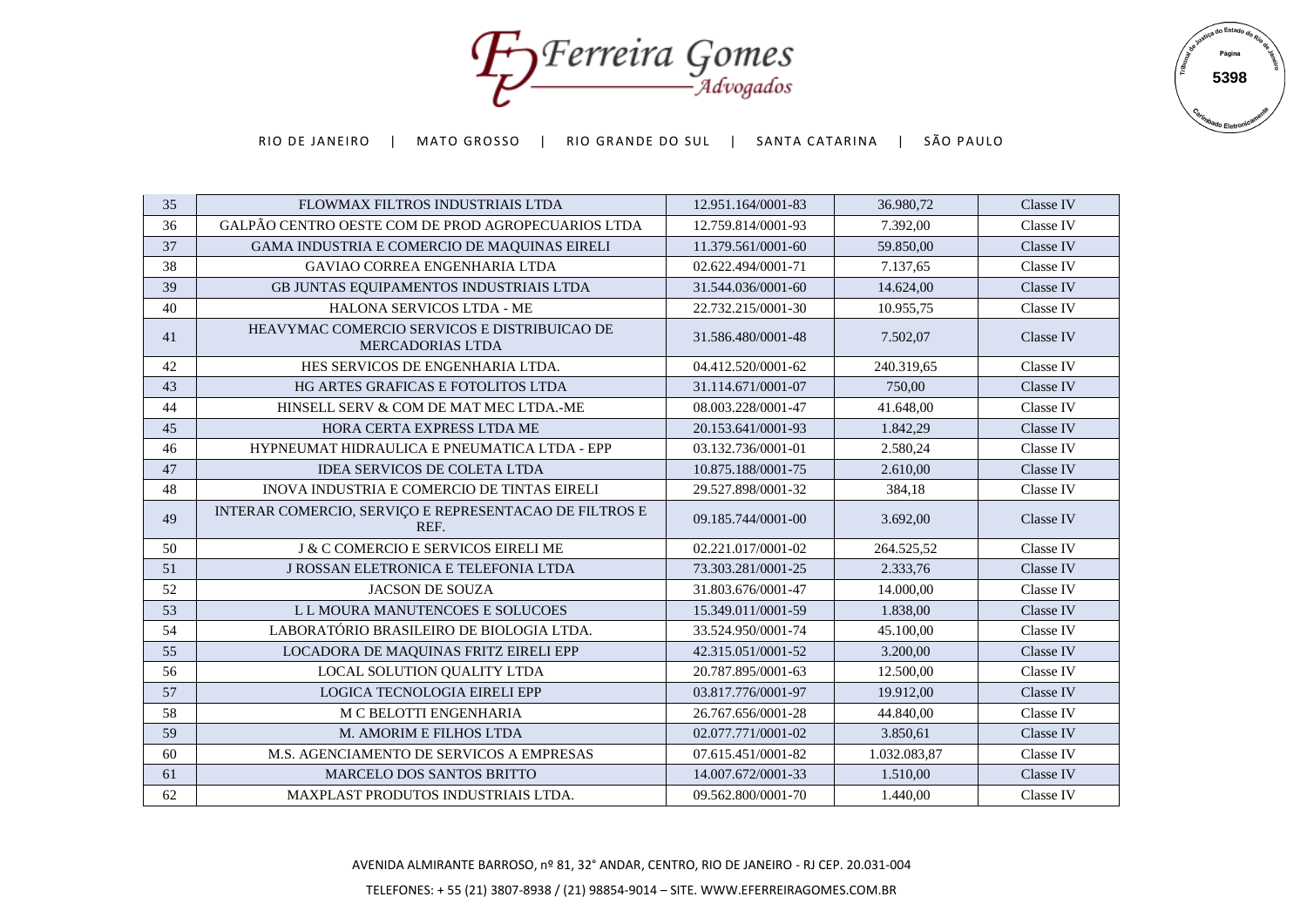| 35 | FLOWMAX FILTROS INDUSTRIAIS LTDA | 12.951.164/0001-83 | 36.980,72 | Classe IV |
|---|---|---|---|---|
| 36 | GALPÃO CENTRO OESTE COM DE PROD AGROPECUARIOS LTDA | 12.759.814/0001-93 | 7.392,00 | Classe IV |
| 37 | GAMA INDUSTRIA E COMERCIO DE MAQUINAS EIRELI | 11.379.561/0001-60 | 59.850,00 | Classe IV |
| 38 | GAVIAO CORREA ENGENHARIA LTDA | 02.622.494/0001-71 | 7.137,65 | Classe IV |
| 39 | GB JUNTAS EQUIPAMENTOS INDUSTRIAIS LTDA | 31.544.036/0001-60 | 14.624,00 | Classe IV |
| 40 | HALONA SERVICOS LTDA - ME | 22.732.215/0001-30 | 10.955,75 | Classe IV |
| 41 | HEAVYMAC COMERCIO SERVICOS E DISTRIBUICAO DE MERCADORIAS LTDA | 31.586.480/0001-48 | 7.502,07 | Classe IV |
| 42 | HES SERVICOS DE ENGENHARIA LTDA. | 04.412.520/0001-62 | 240.319,65 | Classe IV |
| 43 | HG ARTES GRAFICAS E FOTOLITOS LTDA | 31.114.671/0001-07 | 750,00 | Classe IV |
| 44 | HINSELL SERV & COM DE MAT MEC LTDA.-ME | 08.003.228/0001-47 | 41.648,00 | Classe IV |
| 45 | HORA CERTA EXPRESS LTDA ME | 20.153.641/0001-93 | 1.842,29 | Classe IV |
| 46 | HYPNEUMAT HIDRAULICA E PNEUMATICA LTDA - EPP | 03.132.736/0001-01 | 2.580,24 | Classe IV |
| 47 | IDEA SERVICOS DE COLETA LTDA | 10.875.188/0001-75 | 2.610,00 | Classe IV |
| 48 | INOVA INDUSTRIA E COMERCIO DE TINTAS EIRELI | 29.527.898/0001-32 | 384,18 | Classe IV |
| 49 | INTERAR COMERCIO, SERVIÇO E REPRESENTACAO DE FILTROS E REF. | 09.185.744/0001-00 | 3.692,00 | Classe IV |
| 50 | J & C COMERCIO E SERVICOS EIRELI ME | 02.221.017/0001-02 | 264.525,52 | Classe IV |
| 51 | J ROSSAN ELETRONICA E TELEFONIA LTDA | 73.303.281/0001-25 | 2.333,76 | Classe IV |
| 52 | JACSON DE SOUZA | 31.803.676/0001-47 | 14.000,00 | Classe IV |
| 53 | L L MOURA MANUTENCOES E SOLUCOES | 15.349.011/0001-59 | 1.838,00 | Classe IV |
| 54 | LABORATÓRIO BRASILEIRO DE BIOLOGIA LTDA. | 33.524.950/0001-74 | 45.100,00 | Classe IV |
| 55 | LOCADORA DE MAQUINAS FRITZ EIRELI EPP | 42.315.051/0001-52 | 3.200,00 | Classe IV |
| 56 | LOCAL SOLUTION QUALITY LTDA | 20.787.895/0001-63 | 12.500,00 | Classe IV |
| 57 | LOGICA TECNOLOGIA EIRELI EPP | 03.817.776/0001-97 | 19.912,00 | Classe IV |
| 58 | M C BELOTTI ENGENHARIA | 26.767.656/0001-28 | 44.840,00 | Classe IV |
| 59 | M. AMORIM E FILHOS LTDA | 02.077.771/0001-02 | 3.850,61 | Classe IV |
| 60 | M.S. AGENCIAMENTO DE SERVICOS A EMPRESAS | 07.615.451/0001-82 | 1.032.083,87 | Classe IV |
| 61 | MARCELO DOS SANTOS BRITTO | 14.007.672/0001-33 | 1.510,00 | Classe IV |
| 62 | MAXPLAST PRODUTOS INDUSTRIAIS LTDA. | 09.562.800/0001-70 | 1.440,00 | Classe IV |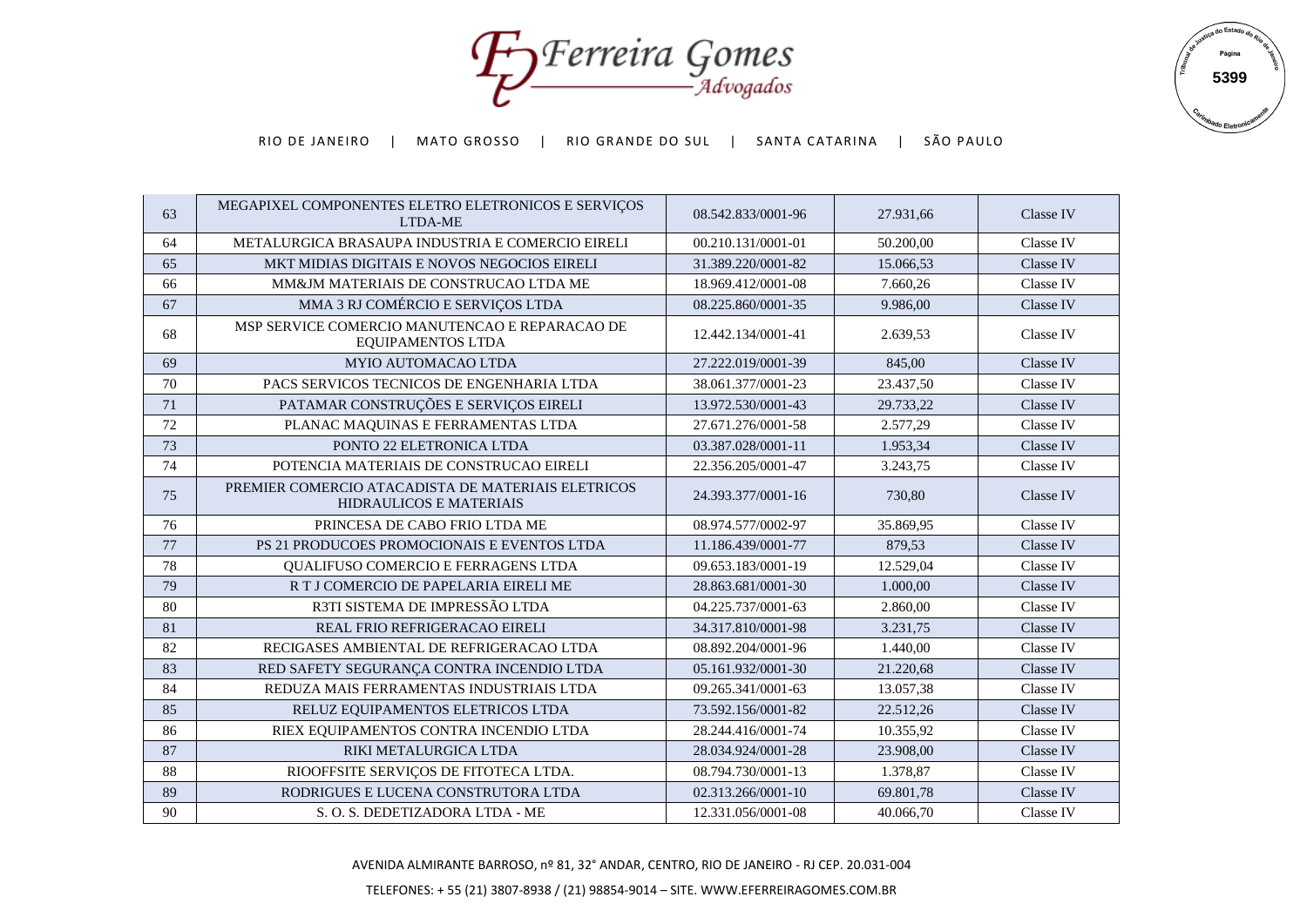| 63 | MEGAPIXEL COMPONENTES ELETRO ELETRONICOS E SERVIÇOS LTDA-ME | 08.542.833/0001-96 | 27.931,66 | Classe IV |
|---|---|---|---|---|
| 64 | METALURGICA BRASAUPA INDUSTRIA E COMERCIO EIRELI | 00.210.131/0001-01 | 50.200,00 | Classe IV |
| 65 | MKT MIDIAS DIGITAIS E NOVOS NEGOCIOS EIRELI | 31.389.220/0001-82 | 15.066,53 | Classe IV |
| 66 | MM&JM MATERIAIS DE CONSTRUCAO LTDA ME | 18.969.412/0001-08 | 7.660,26 | Classe IV |
| 67 | MMA 3 RJ COMÉRCIO E SERVIÇOS LTDA | 08.225.860/0001-35 | 9.986,00 | Classe IV |
| 68 | MSP SERVICE COMERCIO MANUTENCAO E REPARACAO DE EQUIPAMENTOS LTDA | 12.442.134/0001-41 | 2.639,53 | Classe IV |
| 69 | MYIO AUTOMACAO LTDA | 27.222.019/0001-39 | 845,00 | Classe IV |
| 70 | PACS SERVICOS TECNICOS DE ENGENHARIA LTDA | 38.061.377/0001-23 | 23.437,50 | Classe IV |
| 71 | PATAMAR CONSTRUÇÕES E SERVIÇOS EIRELI | 13.972.530/0001-43 | 29.733,22 | Classe IV |
| 72 | PLANAC MAQUINAS E FERRAMENTAS LTDA | 27.671.276/0001-58 | 2.577,29 | Classe IV |
| 73 | PONTO 22 ELETRONICA LTDA | 03.387.028/0001-11 | 1.953,34 | Classe IV |
| 74 | POTENCIA MATERIAIS DE CONSTRUCAO EIRELI | 22.356.205/0001-47 | 3.243,75 | Classe IV |
| 75 | PREMIER COMERCIO ATACADISTA DE MATERIAIS ELETRICOS HIDRAULICOS E MATERIAIS | 24.393.377/0001-16 | 730,80 | Classe IV |
| 76 | PRINCESA DE CABO FRIO LTDA ME | 08.974.577/0002-97 | 35.869,95 | Classe IV |
| 77 | PS 21 PRODUCOES PROMOCIONAIS E EVENTOS LTDA | 11.186.439/0001-77 | 879,53 | Classe IV |
| 78 | QUALIFUSO COMERCIO E FERRAGENS LTDA | 09.653.183/0001-19 | 12.529,04 | Classe IV |
| 79 | R T J COMERCIO DE PAPELARIA EIRELI ME | 28.863.681/0001-30 | 1.000,00 | Classe IV |
| 80 | R3TI SISTEMA DE IMPRESSÃO LTDA | 04.225.737/0001-63 | 2.860,00 | Classe IV |
| 81 | REAL FRIO REFRIGERACAO EIRELI | 34.317.810/0001-98 | 3.231,75 | Classe IV |
| 82 | RECIGASES AMBIENTAL DE REFRIGERACAO LTDA | 08.892.204/0001-96 | 1.440,00 | Classe IV |
| 83 | RED SAFETY SEGURANÇA CONTRA INCENDIO LTDA | 05.161.932/0001-30 | 21.220,68 | Classe IV |
| 84 | REDUZA MAIS FERRAMENTAS INDUSTRIAIS LTDA | 09.265.341/0001-63 | 13.057,38 | Classe IV |
| 85 | RELUZ EQUIPAMENTOS ELETRICOS LTDA | 73.592.156/0001-82 | 22.512,26 | Classe IV |
| 86 | RIEX EQUIPAMENTOS CONTRA INCENDIO LTDA | 28.244.416/0001-74 | 10.355,92 | Classe IV |
| 87 | RIKI METALURGICA LTDA | 28.034.924/0001-28 | 23.908,00 | Classe IV |
| 88 | RIOOFFSITE SERVIÇOS DE FITOTECA LTDA. | 08.794.730/0001-13 | 1.378,87 | Classe IV |
| 89 | RODRIGUES E LUCENA CONSTRUTORA LTDA | 02.313.266/0001-10 | 69.801,78 | Classe IV |
| 90 | S. O. S. DEDETIZADORA LTDA - ME | 12.331.056/0001-08 | 40.066,70 | Classe IV |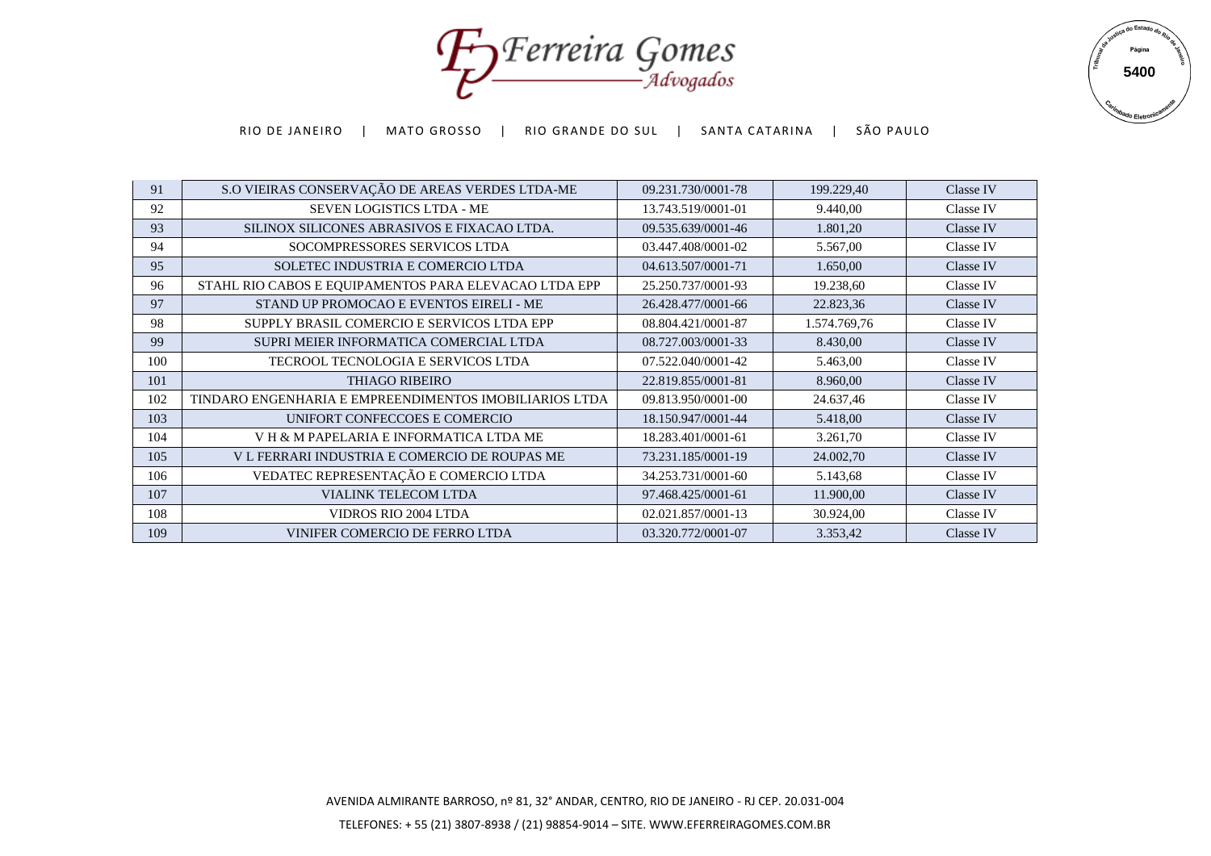| 91 | S.O VIEIRAS CONSERVAÇÃO DE AREAS VERDES LTDA-ME | 09.231.730/0001-78 | 199.229,40 | Classe IV |
|---|---|---|---|---|
| 92 | SEVEN LOGISTICS LTDA - ME | 13.743.519/0001-01 | 9.440,00 | Classe IV |
| 93 | SILINOX SILICONES ABRASIVOS E FIXACAO LTDA. | 09.535.639/0001-46 | 1.801,20 | Classe IV |
| 94 | SOCOMPRESSORES SERVICOS LTDA | 03.447.408/0001-02 | 5.567,00 | Classe IV |
| 95 | SOLETEC INDUSTRIA E COMERCIO LTDA | 04.613.507/0001-71 | 1.650,00 | Classe IV |
| 96 | STAHL RIO CABOS E EQUIPAMENTOS PARA ELEVACAO LTDA EPP | 25.250.737/0001-93 | 19.238,60 | Classe IV |
| 97 | STAND UP PROMOCAO E EVENTOS EIRELI - ME | 26.428.477/0001-66 | 22.823,36 | Classe IV |
| 98 | SUPPLY BRASIL COMERCIO E SERVICOS LTDA EPP | 08.804.421/0001-87 | 1.574.769,76 | Classe IV |
| 99 | SUPRI MEIER INFORMATICA COMERCIAL LTDA | 08.727.003/0001-33 | 8.430,00 | Classe IV |
| 100 | TECROOL TECNOLOGIA E SERVICOS LTDA | 07.522.040/0001-42 | 5.463,00 | Classe IV |
| 101 | THIAGO RIBEIRO | 22.819.855/0001-81 | 8.960,00 | Classe IV |
| 102 | TINDARO ENGENHARIA E EMPREENDIMENTOS IMOBILIARIOS LTDA | 09.813.950/0001-00 | 24.637,46 | Classe IV |
| 103 | UNIFORT CONFECCOES E COMERCIO | 18.150.947/0001-44 | 5.418,00 | Classe IV |
| 104 | V H & M PAPELARIA E INFORMATICA LTDA ME | 18.283.401/0001-61 | 3.261,70 | Classe IV |
| 105 | V L FERRARI INDUSTRIA E COMERCIO DE ROUPAS ME | 73.231.185/0001-19 | 24.002,70 | Classe IV |
| 106 | VEDATEC REPRESENTAÇÃO E COMERCIO LTDA | 34.253.731/0001-60 | 5.143,68 | Classe IV |
| 107 | VIALINK TELECOM LTDA | 97.468.425/0001-61 | 11.900,00 | Classe IV |
| 108 | VIDROS RIO 2004 LTDA | 02.021.857/0001-13 | 30.924,00 | Classe IV |
| 109 | VINIFER COMERCIO DE FERRO LTDA | 03.320.772/0001-07 | 3.353,42 | Classe IV |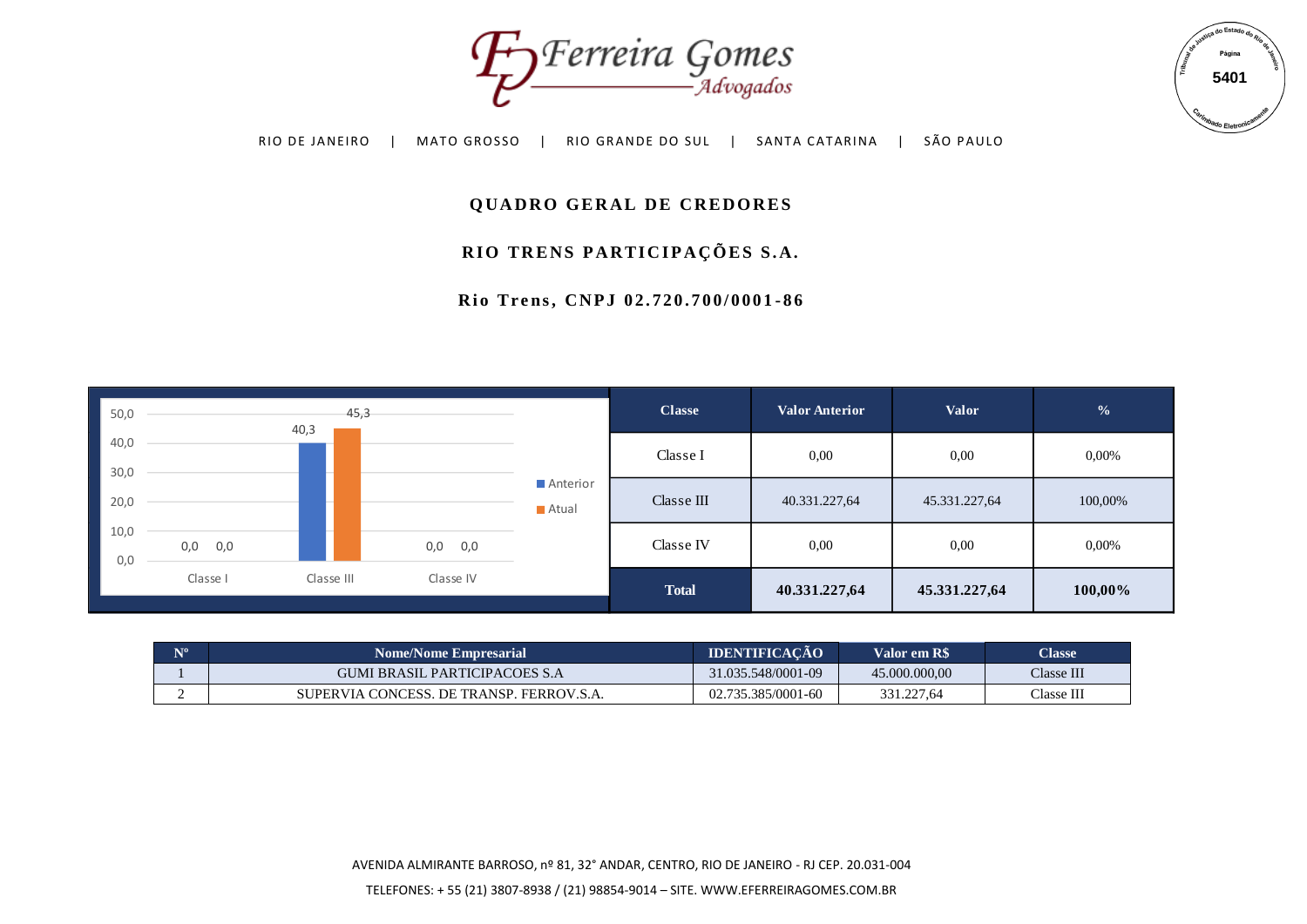# QUADRO GERAL DE CREDORES

## RIO TRENS PARTICIPAÇÕES S.A.

### Rio Trens, CNPJ 02.720.700/0001-86

| Classe | Valor Anterior | Valor | % |
|---|---|---|---|
| Classe I | 0,00 | 0,00 | 0,00% |
| Classe III | 40.331.227,64 | 45.331.227,64 | 100,00% |
| Classe IV | 0,00 | 0,00 | 0,00% |
| **Total** | **40.331.227,64** | **45.331.227,64** | **100,00%** |

| Nº | Nome/Nome Empresarial | IDENTIFICAÇÃO | Valor em R$ | Classe |
|---|---|---|---|---|
| 1 | GUMI BRASIL PARTICIPACOES S.A | 31.035.548/0001-09 | 45.000.000,00 | Classe III |
| 2 | SUPERVIA CONCESS. DE TRANSP. FERROV.S.A. | 02.735.385/0001-60 | 331.227,64 | Classe III |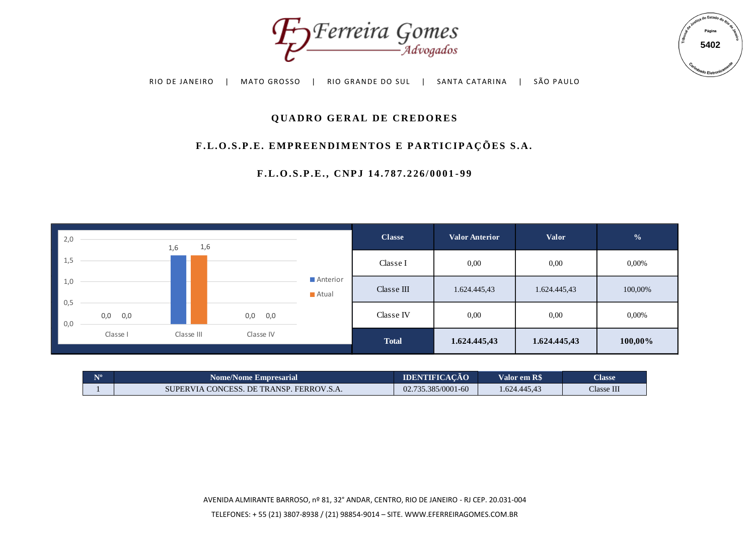# QUADRO GERAL DE CREDORES

## F.L.O.S.P.E. EMPREENDIMENTOS E PARTICIPAÇÕES S.A.

### F.L.O.S.P.E., CNPJ 14.787.226/0001-99

| Classe | Valor Anterior | Valor | % |
|---|---|---|---|
| Classe I | 0,00 | 0,00 | 0,00% |
| Classe III | 1.624.445,43 | 1.624.445,43 | 100,00% |
| Classe IV | 0,00 | 0,00 | 0,00% |
| **Total** | **1.624.445,43** | **1.624.445,43** | **100,00%** |

| Nº | Nome/Nome Empresarial | IDENTIFICAÇÃO | Valor em R$ | Classe |
|---|---|---|---|---|
| 1 | SUPERVIA CONCESS. DE TRANSP. FERROV.S.A. | 02.735.385/0001-60 | 1.624.445,43 | Classe III |

AVENIDA ALMIRANTE BARROSO, nº 81, 32° ANDAR, CENTRO, RIO DE JANEIRO - RJ CEP. 20.031-004

TELEFONES: + 55 (21) 3807-8938 / (21) 98854-9014 – SITE. WWW.EFERREIRAGOMES.COM.BR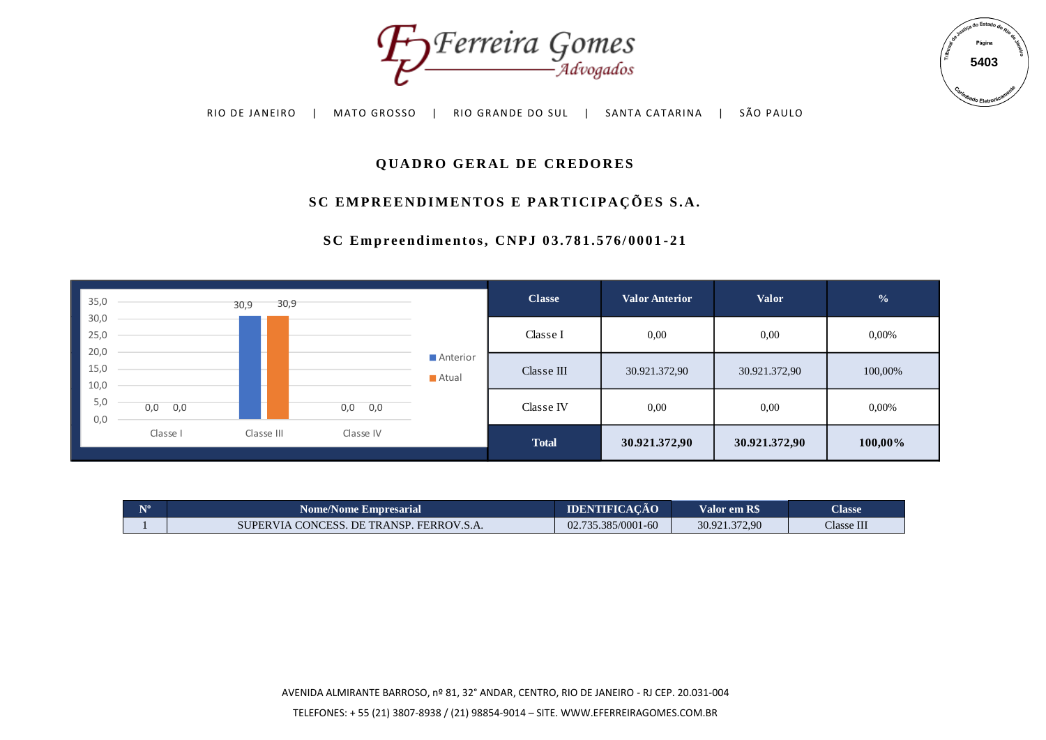# QUADRO GERAL DE CREDORES

## SC EMPREENDIMENTOS E PARTICIPAÇÕES S.A.

### SC Empreendimentos, CNPJ 03.781.576/0001-21

| Classe | Valor Anterior | Valor | % |
|---|---|---|---|
| Classe I | 0,00 | 0,00 | 0,00% |
| Classe III | 30.921.372,90 | 30.921.372,90 | 100,00% |
| Classe IV | 0,00 | 0,00 | 0,00% |
| **Total** | **30.921.372,90** | **30.921.372,90** | **100,00%** |

| Nº | Nome/Nome Empresarial | IDENTIFICAÇÃO | Valor em R$ | Classe |
|---|---|---|---|---|
| 1 | SUPERVIA CONCESS. DE TRANSP. FERROV.S.A. | 02.735.385/0001-60 | 30.921.372,90 | Classe III |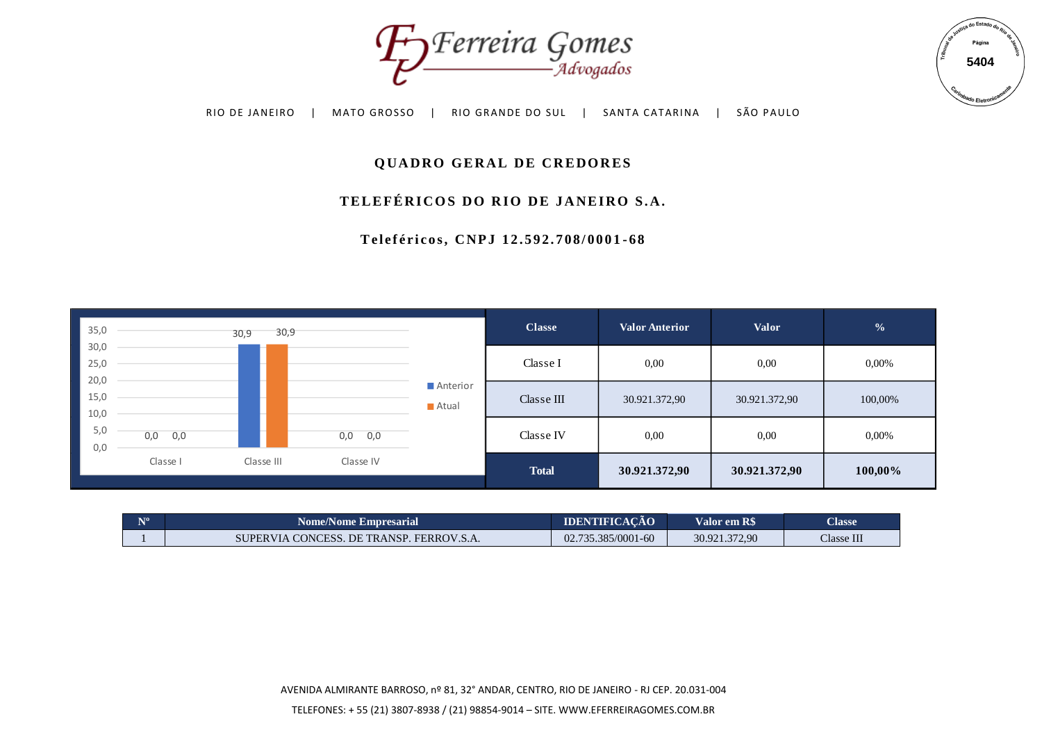# QUADRO GERAL DE CREDORES

## TELEFÉRICOS DO RIO DE JANEIRO S.A.

### Teleféricos, CNPJ 12.592.708/0001-68

| Classe | Valor Anterior | Valor | % |
|---|---|---|---|
| Classe I | 0,00 | 0,00 | 0,00% |
| Classe III | 30.921.372,90 | 30.921.372,90 | 100,00% |
| Classe IV | 0,00 | 0,00 | 0,00% |
| **Total** | **30.921.372,90** | **30.921.372,90** | **100,00%** |

| Nº | Nome/Nome Empresarial | IDENTIFICAÇÃO | Valor em R$ | Classe |
|---|---|---|---|---|
| 1 | SUPERVIA CONCESS. DE TRANSP. FERROV.S.A. | 02.735.385/0001-60 | 30.921.372,90 | Classe III |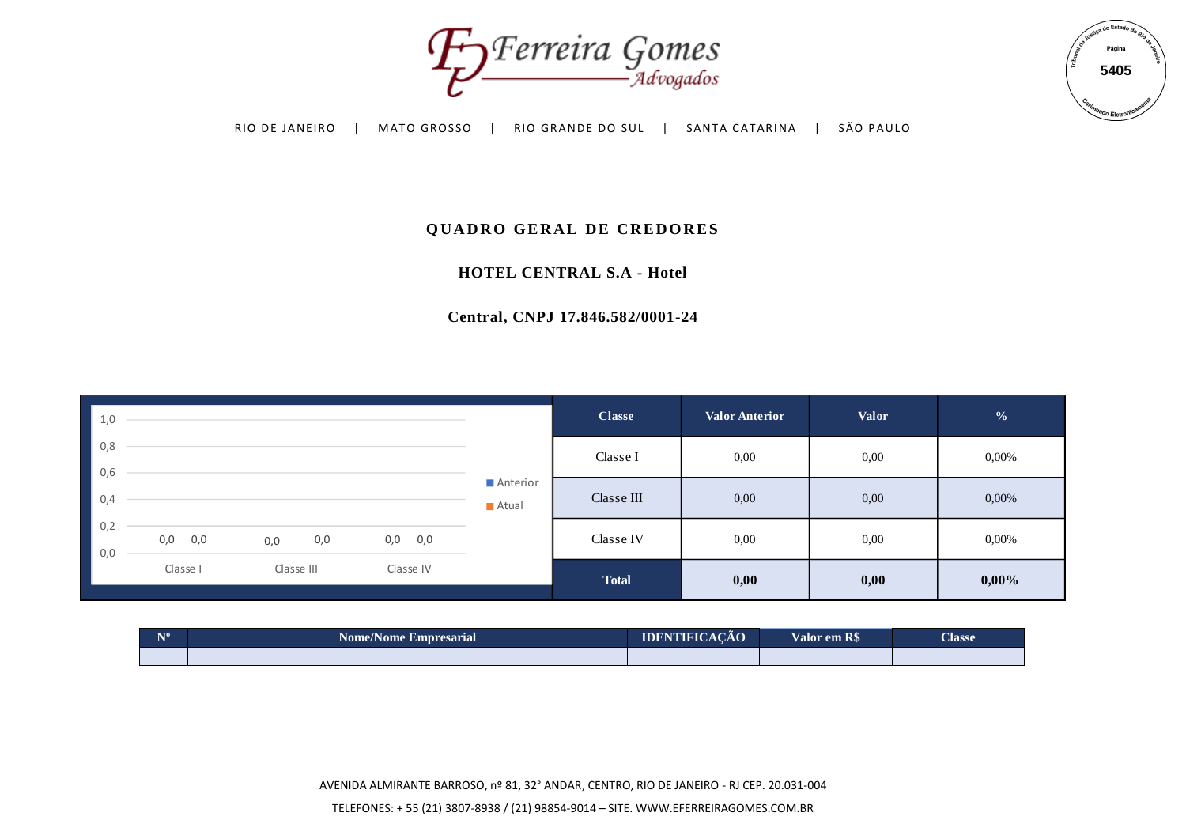Ferreira Gomes Advogados

RIO DE JANEIRO | MATO GROSSO | RIO GRANDE DO SUL | SANTA CATARINA | SÃO PAULO

## QUADRO GERAL DE CREDORES

### HOTEL CENTRAL S.A - Hotel Central, CNPJ 17.846.582/0001-24

1,0
0,8
0,6
0,4
0,2
0,0
0,0 0,0 0,0 0,0 0,0 0,0
Classe I
Classe III
Classe IV
Anterior
Atual

| Classe | Valor Anterior | Valor | % |
|---|---|---|---|
| Classe I | 0,00 | 0,00 | 0,00% |
| Classe III | 0,00 | 0,00 | 0,00% |
| Classe IV | 0,00 | 0,00 | 0,00% |
| **Total** | **0,00** | **0,00** | **0,00%** |

| Nº | Nome/Nome Empresarial | IDENTIFICAÇÃO | Valor em R$ | Classe |
|---|---|---|---|---|
| | | | | |

AVENIDA ALMIRANTE BARROSO, nº 81, 32° ANDAR, CENTRO, RIO DE JANEIRO - RJ CEP. 20.031-004

TELEFONES: + 55 (21) 3807-8938 / (21) 98854-9014 – SITE. WWW.EFERREIRAGOMES.COM.BR